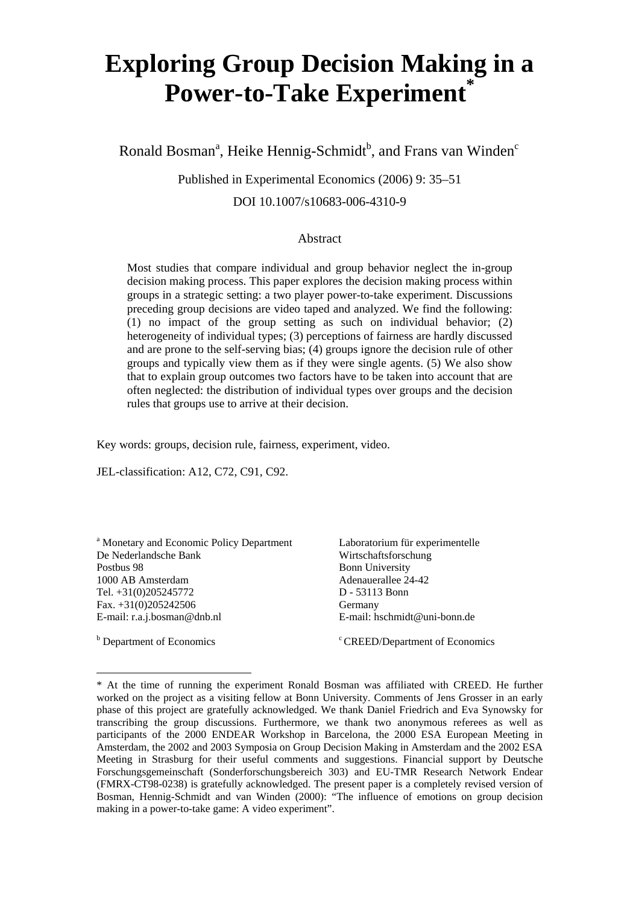# Exploring Group Decision Making in a Power-to-Take Experiment*

Ronald Bosman[a], Heike Hennig-Schmidt[b], and Frans van Winden[c]

Published in Experimental Economics (2006) 9: 35–51

DOI 10.1007/s10683-006-4310-9

## Abstract

Most studies that compare individual and group behavior neglect the in-group decision making process. This paper explores the decision making process within groups in a strategic setting: a two player power-to-take experiment. Discussions preceding group decisions are video taped and analyzed. We find the following: (1) no impact of the group setting as such on individual behavior; (2) heterogeneity of individual types; (3) perceptions of fairness are hardly discussed and are prone to the self-serving bias; (4) groups ignore the decision rule of other groups and typically view them as if they were single agents. (5) We also show that to explain group outcomes two factors have to be taken into account that are often neglected: the distribution of individual types over groups and the decision rules that groups use to arrive at their decision.

Key words: groups, decision rule, fairness, experiment, video.

JEL-classification: A12, C72, C91, C92.

[a] Monetary and Economic Policy Department
De Nederlandsche Bank
Postbus 98
1000 AB Amsterdam
Tel. +31(0)205245772
Fax. +31(0)205242506
E-mail: r.a.j.bosman@dnb.nl

[b] Department of Economics
Laboratorium für experimentelle Wirtschaftsforschung
Bonn University
Adenauerallee 24-42
D - 53113 Bonn
Germany
E-mail: hschmidt@uni-bonn.de

[c] CREED/Department of Economics

---

* At the time of running the experiment Ronald Bosman was affiliated with CREED. He further worked on the project as a visiting fellow at Bonn University. Comments of Jens Grosser in an early phase of this project are gratefully acknowledged. We thank Daniel Friedrich and Eva Synowsky for transcribing the group discussions. Furthermore, we thank two anonymous referees as well as participants of the 2000 ENDEAR Workshop in Barcelona, the 2000 ESA European Meeting in Amsterdam, the 2002 and 2003 Symposia on Group Decision Making in Amsterdam and the 2002 ESA Meeting in Strasburg for their useful comments and suggestions. Financial support by Deutsche Forschungsgemeinschaft (Sonderforschungsbereich 303) and EU-TMR Research Network Endear (FMRX-CT98-0238) is gratefully acknowledged. The present paper is a completely revised version of Bosman, Hennig-Schmidt and van Winden (2000): "The influence of emotions on group decision making in a power-to-take game: A video experiment".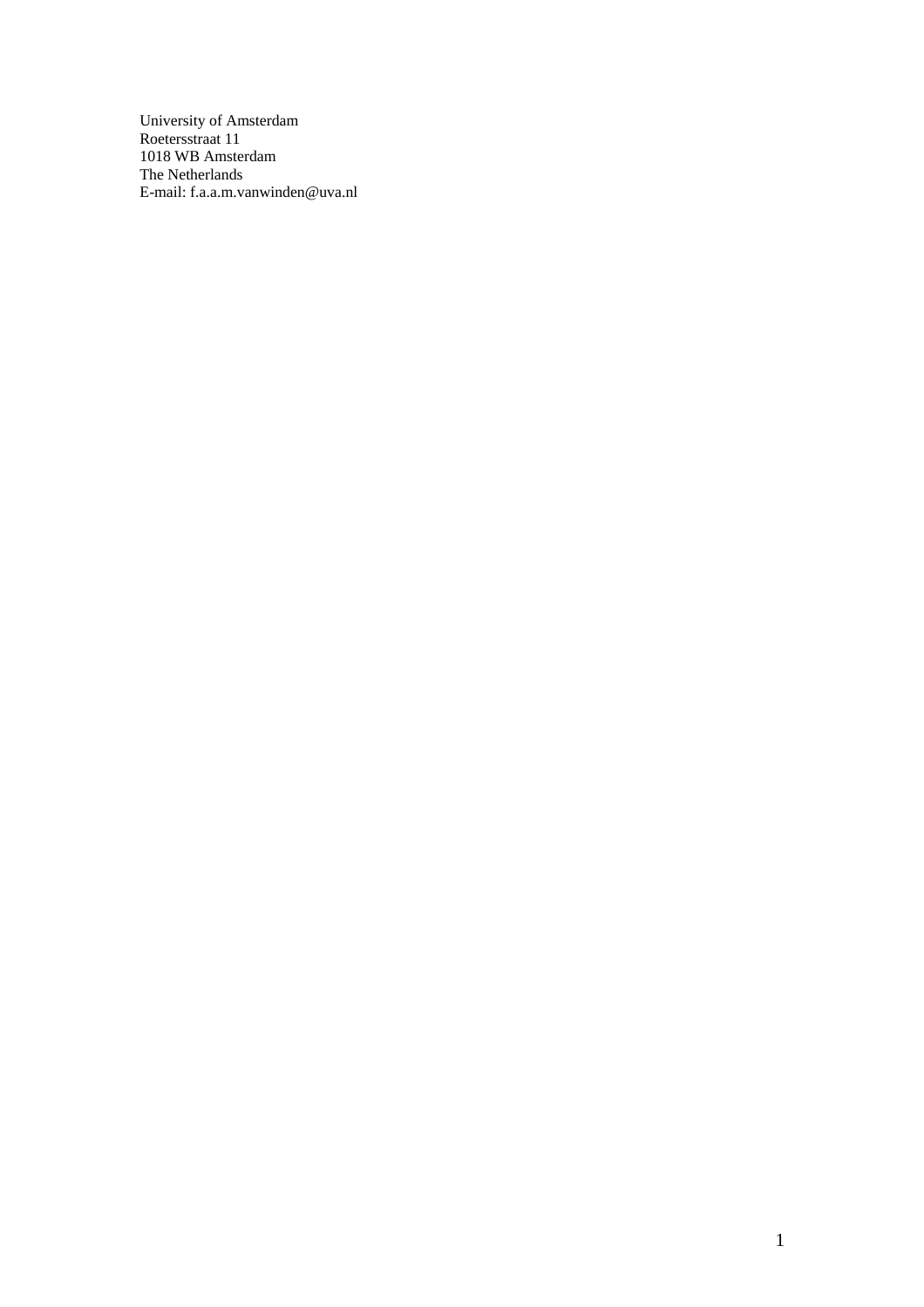University of Amsterdam
Roetersstraat 11
1018 WB Amsterdam
The Netherlands
E-mail: f.a.a.m.vanwinden@uva.nl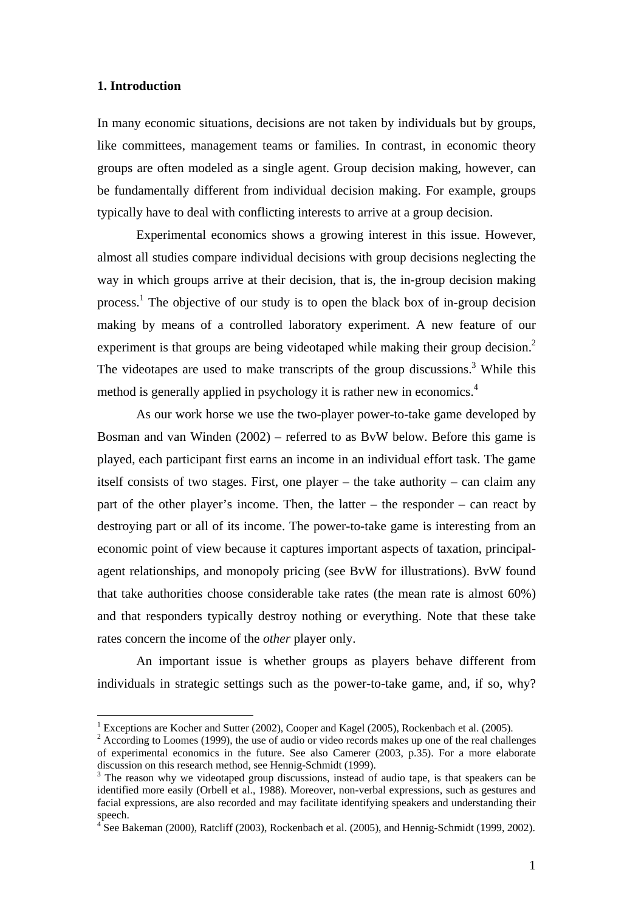## 1. Introduction

In many economic situations, decisions are not taken by individuals but by groups, like committees, management teams or families. In contrast, in economic theory groups are often modeled as a single agent. Group decision making, however, can be fundamentally different from individual decision making. For example, groups typically have to deal with conflicting interests to arrive at a group decision.

Experimental economics shows a growing interest in this issue. However, almost all studies compare individual decisions with group decisions neglecting the way in which groups arrive at their decision, that is, the in-group decision making process.[1] The objective of our study is to open the black box of in-group decision making by means of a controlled laboratory experiment. A new feature of our experiment is that groups are being videotaped while making their group decision.[2] The videotapes are used to make transcripts of the group discussions.[3] While this method is generally applied in psychology it is rather new in economics.[4]

As our work horse we use the two-player power-to-take game developed by Bosman and van Winden (2002) – referred to as BvW below. Before this game is played, each participant first earns an income in an individual effort task. The game itself consists of two stages. First, one player – the take authority – can claim any part of the other player's income. Then, the latter – the responder – can react by destroying part or all of its income. The power-to-take game is interesting from an economic point of view because it captures important aspects of taxation, principal-agent relationships, and monopoly pricing (see BvW for illustrations). BvW found that take authorities choose considerable take rates (the mean rate is almost 60%) and that responders typically destroy nothing or everything. Note that these take rates concern the income of the *other* player only.

An important issue is whether groups as players behave different from individuals in strategic settings such as the power-to-take game, and, if so, why?

[1] Exceptions are Kocher and Sutter (2002), Cooper and Kagel (2005), Rockenbach et al. (2005).

[2] According to Loomes (1999), the use of audio or video records makes up one of the real challenges of experimental economics in the future. See also Camerer (2003, p.35). For a more elaborate discussion on this research method, see Hennig-Schmidt (1999).

[3] The reason why we videotaped group discussions, instead of audio tape, is that speakers can be identified more easily (Orbell et al., 1988). Moreover, non-verbal expressions, such as gestures and facial expressions, are also recorded and may facilitate identifying speakers and understanding their speech.

[4] See Bakeman (2000), Ratcliff (2003), Rockenbach et al. (2005), and Hennig-Schmidt (1999, 2002).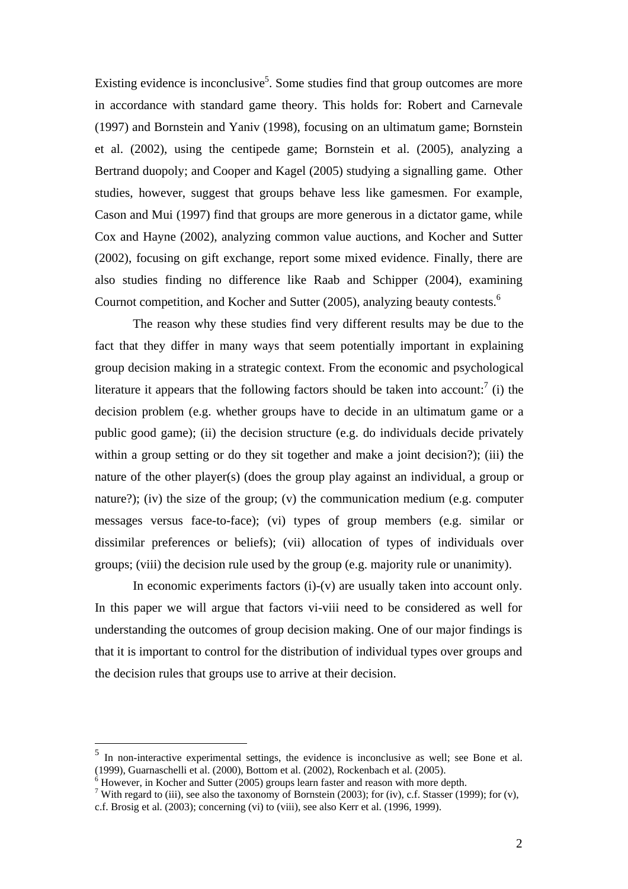Existing evidence is inconclusive[5]. Some studies find that group outcomes are more in accordance with standard game theory. This holds for: Robert and Carnevale (1997) and Bornstein and Yaniv (1998), focusing on an ultimatum game; Bornstein et al. (2002), using the centipede game; Bornstein et al. (2005), analyzing a Bertrand duopoly; and Cooper and Kagel (2005) studying a signalling game. Other studies, however, suggest that groups behave less like gamesmen. For example, Cason and Mui (1997) find that groups are more generous in a dictator game, while Cox and Hayne (2002), analyzing common value auctions, and Kocher and Sutter (2002), focusing on gift exchange, report some mixed evidence. Finally, there are also studies finding no difference like Raab and Schipper (2004), examining Cournot competition, and Kocher and Sutter (2005), analyzing beauty contests.[6]

The reason why these studies find very different results may be due to the fact that they differ in many ways that seem potentially important in explaining group decision making in a strategic context. From the economic and psychological literature it appears that the following factors should be taken into account:[7] (i) the decision problem (e.g. whether groups have to decide in an ultimatum game or a public good game); (ii) the decision structure (e.g. do individuals decide privately within a group setting or do they sit together and make a joint decision?); (iii) the nature of the other player(s) (does the group play against an individual, a group or nature?); (iv) the size of the group; (v) the communication medium (e.g. computer messages versus face-to-face); (vi) types of group members (e.g. similar or dissimilar preferences or beliefs); (vii) allocation of types of individuals over groups; (viii) the decision rule used by the group (e.g. majority rule or unanimity).

In economic experiments factors (i)-(v) are usually taken into account only. In this paper we will argue that factors vi-viii need to be considered as well for understanding the outcomes of group decision making. One of our major findings is that it is important to control for the distribution of individual types over groups and the decision rules that groups use to arrive at their decision.

---

[5] In non-interactive experimental settings, the evidence is inconclusive as well; see Bone et al. (1999), Guarnaschelli et al. (2000), Bottom et al. (2002), Rockenbach et al. (2005).

[6] However, in Kocher and Sutter (2005) groups learn faster and reason with more depth.

[7] With regard to (iii), see also the taxonomy of Bornstein (2003); for (iv), c.f. Stasser (1999); for (v), c.f. Brosig et al. (2003); concerning (vi) to (viii), see also Kerr et al. (1996, 1999).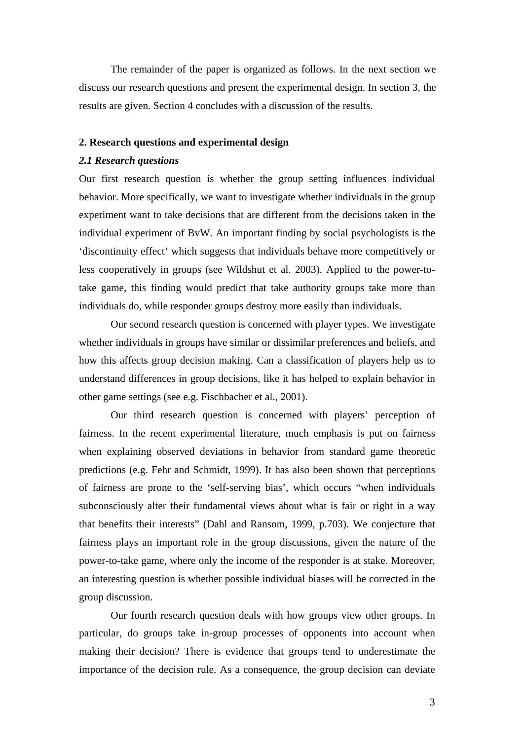The remainder of the paper is organized as follows. In the next section we discuss our research questions and present the experimental design. In section 3, the results are given. Section 4 concludes with a discussion of the results.

## 2. Research questions and experimental design

### *2.1 Research questions*

Our first research question is whether the group setting influences individual behavior. More specifically, we want to investigate whether individuals in the group experiment want to take decisions that are different from the decisions taken in the individual experiment of BvW. An important finding by social psychologists is the 'discontinuity effect' which suggests that individuals behave more competitively or less cooperatively in groups (see Wildshut et al. 2003). Applied to the power-to-take game, this finding would predict that take authority groups take more than individuals do, while responder groups destroy more easily than individuals.

Our second research question is concerned with player types. We investigate whether individuals in groups have similar or dissimilar preferences and beliefs, and how this affects group decision making. Can a classification of players help us to understand differences in group decisions, like it has helped to explain behavior in other game settings (see e.g. Fischbacher et al., 2001).

Our third research question is concerned with players' perception of fairness. In the recent experimental literature, much emphasis is put on fairness when explaining observed deviations in behavior from standard game theoretic predictions (e.g. Fehr and Schmidt, 1999). It has also been shown that perceptions of fairness are prone to the 'self-serving bias', which occurs "when individuals subconsciously alter their fundamental views about what is fair or right in a way that benefits their interests" (Dahl and Ransom, 1999, p.703). We conjecture that fairness plays an important role in the group discussions, given the nature of the power-to-take game, where only the income of the responder is at stake. Moreover, an interesting question is whether possible individual biases will be corrected in the group discussion.

Our fourth research question deals with how groups view other groups. In particular, do groups take in-group processes of opponents into account when making their decision? There is evidence that groups tend to underestimate the importance of the decision rule. As a consequence, the group decision can deviate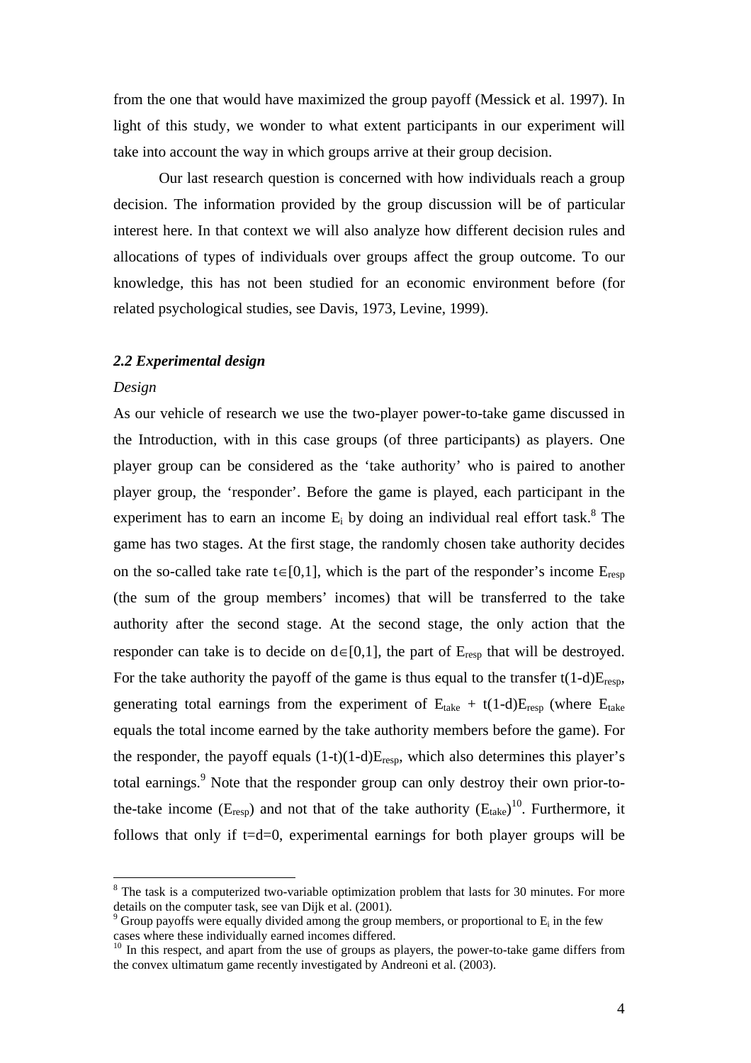from the one that would have maximized the group payoff (Messick et al. 1997). In light of this study, we wonder to what extent participants in our experiment will take into account the way in which groups arrive at their group decision.

Our last research question is concerned with how individuals reach a group decision. The information provided by the group discussion will be of particular interest here. In that context we will also analyze how different decision rules and allocations of types of individuals over groups affect the group outcome. To our knowledge, this has not been studied for an economic environment before (for related psychological studies, see Davis, 1973, Levine, 1999).

### *2.2 Experimental design*

*Design*

As our vehicle of research we use the two-player power-to-take game discussed in the Introduction, with in this case groups (of three participants) as players. One player group can be considered as the 'take authority' who is paired to another player group, the 'responder'. Before the game is played, each participant in the experiment has to earn an income $E_i$ by doing an individual real effort task.[8] The game has two stages. At the first stage, the randomly chosen take authority decides on the so-called take rate $t \in [0,1]$, which is the part of the responder's income $E_{resp}$ (the sum of the group members' incomes) that will be transferred to the take authority after the second stage. At the second stage, the only action that the responder can take is to decide on $d \in [0,1]$, the part of $E_{resp}$ that will be destroyed. For the take authority the payoff of the game is thus equal to the transfer $t(1\text{-}d)E_{resp}$, generating total earnings from the experiment of $E_{take} + t(1\text{-}d)E_{resp}$ (where $E_{take}$ equals the total income earned by the take authority members before the game). For the responder, the payoff equals $(1\text{-}t)(1\text{-}d)E_{resp}$, which also determines this player's total earnings.[9] Note that the responder group can only destroy their own prior-to-the-take income ($E_{resp}$) and not that of the take authority ($E_{take}$)[10]. Furthermore, it follows that only if $t=d=0$, experimental earnings for both player groups will be

---

[8] The task is a computerized two-variable optimization problem that lasts for 30 minutes. For more details on the computer task, see van Dijk et al. (2001).

[9] Group payoffs were equally divided among the group members, or proportional to $E_i$ in the few cases where these individually earned incomes differed.

[10] In this respect, and apart from the use of groups as players, the power-to-take game differs from the convex ultimatum game recently investigated by Andreoni et al. (2003).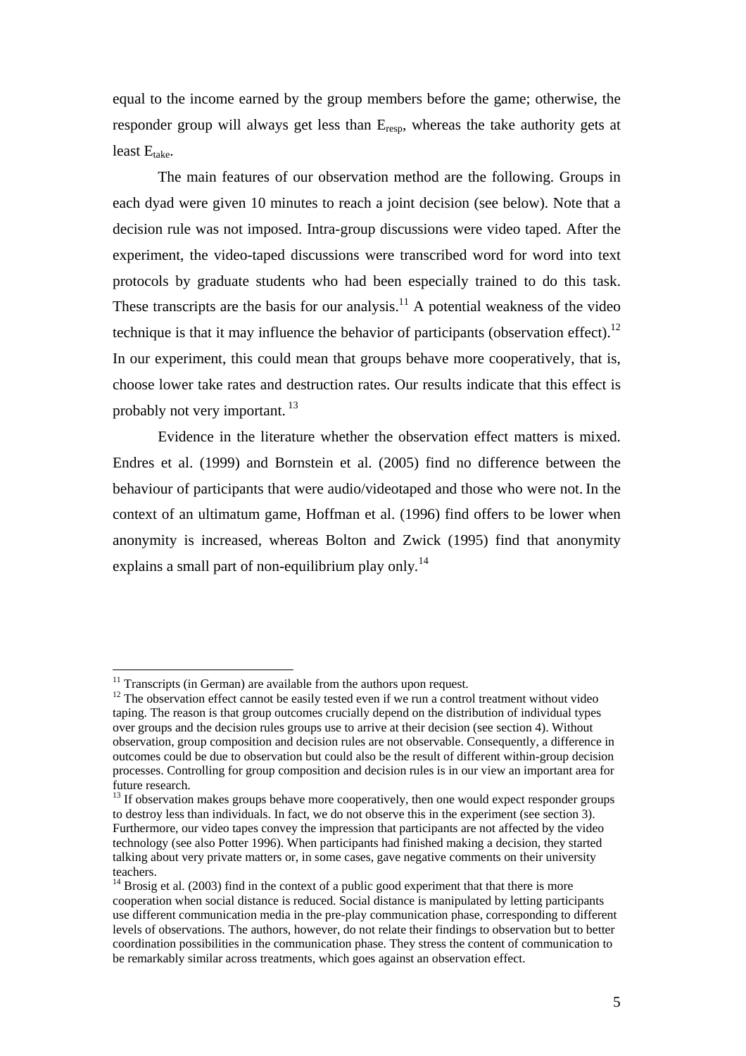equal to the income earned by the group members before the game; otherwise, the responder group will always get less than $E_{resp}$, whereas the take authority gets at least $E_{take}$.

The main features of our observation method are the following. Groups in each dyad were given 10 minutes to reach a joint decision (see below). Note that a decision rule was not imposed. Intra-group discussions were video taped. After the experiment, the video-taped discussions were transcribed word for word into text protocols by graduate students who had been especially trained to do this task. These transcripts are the basis for our analysis.[11] A potential weakness of the video technique is that it may influence the behavior of participants (observation effect).[12] In our experiment, this could mean that groups behave more cooperatively, that is, choose lower take rates and destruction rates. Our results indicate that this effect is probably not very important. [13]

Evidence in the literature whether the observation effect matters is mixed. Endres et al. (1999) and Bornstein et al. (2005) find no difference between the behaviour of participants that were audio/videotaped and those who were not. In the context of an ultimatum game, Hoffman et al. (1996) find offers to be lower when anonymity is increased, whereas Bolton and Zwick (1995) find that anonymity explains a small part of non-equilibrium play only.[14]

---

[11] Transcripts (in German) are available from the authors upon request.

[12] The observation effect cannot be easily tested even if we run a control treatment without video taping. The reason is that group outcomes crucially depend on the distribution of individual types over groups and the decision rules groups use to arrive at their decision (see section 4). Without observation, group composition and decision rules are not observable. Consequently, a difference in outcomes could be due to observation but could also be the result of different within-group decision processes. Controlling for group composition and decision rules is in our view an important area for future research.

[13] If observation makes groups behave more cooperatively, then one would expect responder groups to destroy less than individuals. In fact, we do not observe this in the experiment (see section 3). Furthermore, our video tapes convey the impression that participants are not affected by the video technology (see also Potter 1996). When participants had finished making a decision, they started talking about very private matters or, in some cases, gave negative comments on their university teachers.

[14] Brosig et al. (2003) find in the context of a public good experiment that that there is more cooperation when social distance is reduced. Social distance is manipulated by letting participants use different communication media in the pre-play communication phase, corresponding to different levels of observations. The authors, however, do not relate their findings to observation but to better coordination possibilities in the communication phase. They stress the content of communication to be remarkably similar across treatments, which goes against an observation effect.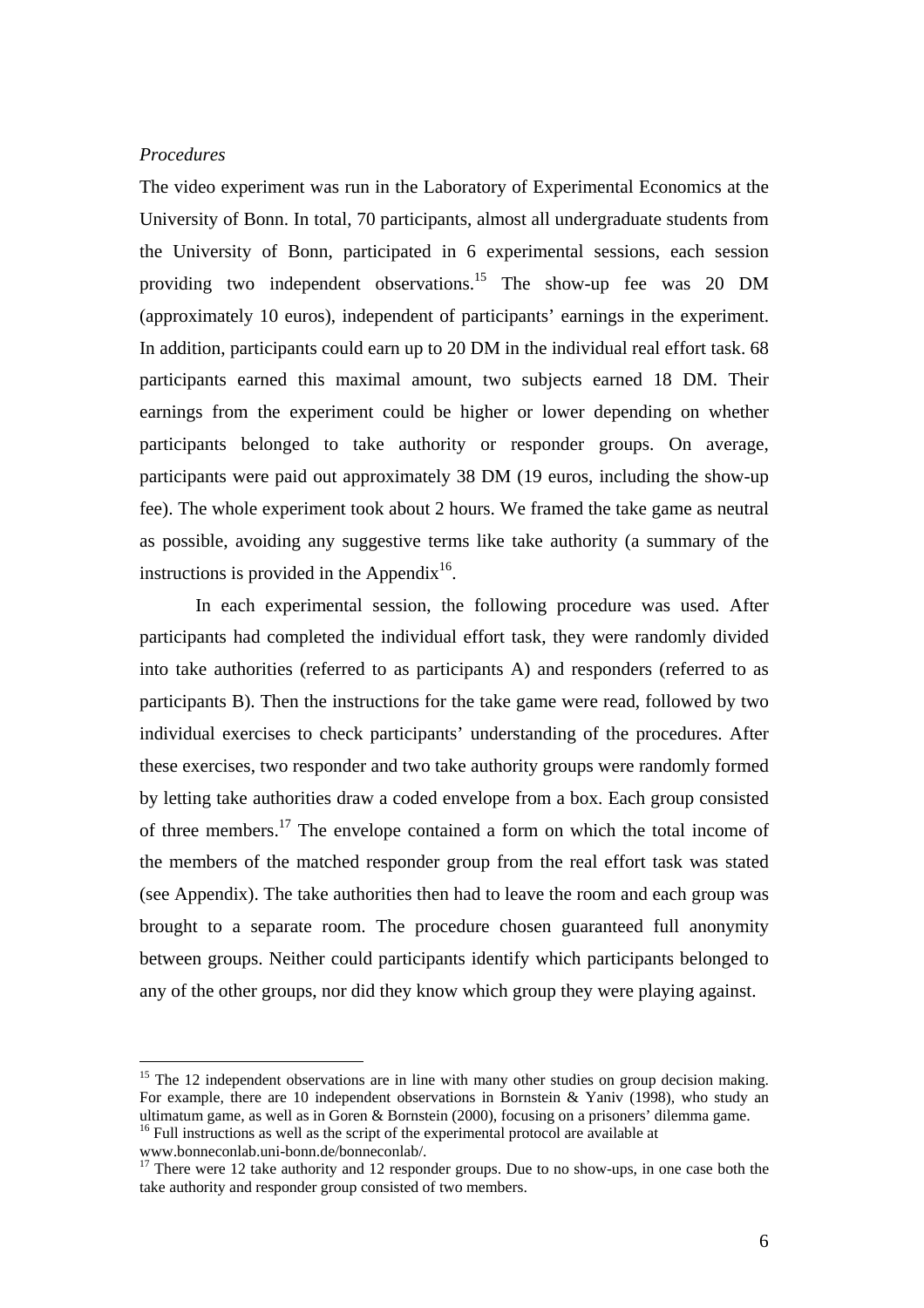*Procedures*

The video experiment was run in the Laboratory of Experimental Economics at the University of Bonn. In total, 70 participants, almost all undergraduate students from the University of Bonn, participated in 6 experimental sessions, each session providing two independent observations.[15] The show-up fee was 20 DM (approximately 10 euros), independent of participants' earnings in the experiment. In addition, participants could earn up to 20 DM in the individual real effort task. 68 participants earned this maximal amount, two subjects earned 18 DM. Their earnings from the experiment could be higher or lower depending on whether participants belonged to take authority or responder groups. On average, participants were paid out approximately 38 DM (19 euros, including the show-up fee). The whole experiment took about 2 hours. We framed the take game as neutral as possible, avoiding any suggestive terms like take authority (a summary of the instructions is provided in the Appendix[16].

In each experimental session, the following procedure was used. After participants had completed the individual effort task, they were randomly divided into take authorities (referred to as participants A) and responders (referred to as participants B). Then the instructions for the take game were read, followed by two individual exercises to check participants' understanding of the procedures. After these exercises, two responder and two take authority groups were randomly formed by letting take authorities draw a coded envelope from a box. Each group consisted of three members.[17] The envelope contained a form on which the total income of the members of the matched responder group from the real effort task was stated (see Appendix). The take authorities then had to leave the room and each group was brought to a separate room. The procedure chosen guaranteed full anonymity between groups. Neither could participants identify which participants belonged to any of the other groups, nor did they know which group they were playing against.

---

[15] The 12 independent observations are in line with many other studies on group decision making. For example, there are 10 independent observations in Bornstein & Yaniv (1998), who study an ultimatum game, as well as in Goren & Bornstein (2000), focusing on a prisoners' dilemma game.

[16] Full instructions as well as the script of the experimental protocol are available at www.bonneconlab.uni-bonn.de/bonneconlab/.

[17] There were 12 take authority and 12 responder groups. Due to no show-ups, in one case both the take authority and responder group consisted of two members.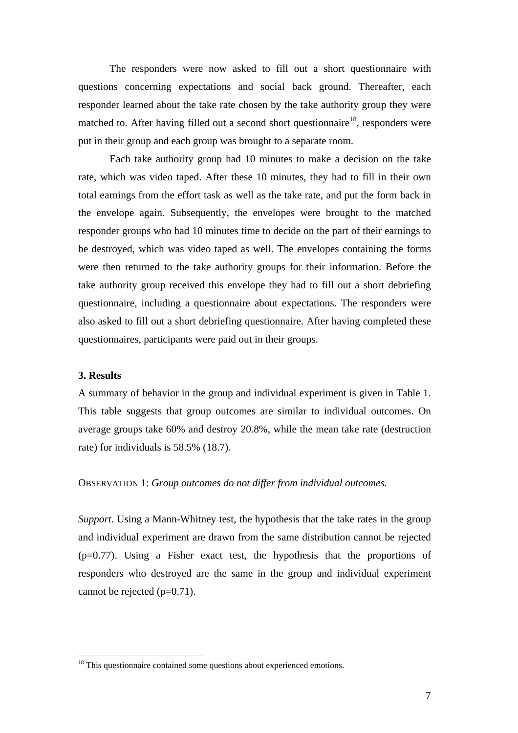The responders were now asked to fill out a short questionnaire with questions concerning expectations and social back ground. Thereafter, each responder learned about the take rate chosen by the take authority group they were matched to. After having filled out a second short questionnaire[18], responders were put in their group and each group was brought to a separate room.

Each take authority group had 10 minutes to make a decision on the take rate, which was video taped. After these 10 minutes, they had to fill in their own total earnings from the effort task as well as the take rate, and put the form back in the envelope again. Subsequently, the envelopes were brought to the matched responder groups who had 10 minutes time to decide on the part of their earnings to be destroyed, which was video taped as well. The envelopes containing the forms were then returned to the take authority groups for their information. Before the take authority group received this envelope they had to fill out a short debriefing questionnaire, including a questionnaire about expectations. The responders were also asked to fill out a short debriefing questionnaire. After having completed these questionnaires, participants were paid out in their groups.

### 3. Results

A summary of behavior in the group and individual experiment is given in Table 1. This table suggests that group outcomes are similar to individual outcomes. On average groups take 60% and destroy 20.8%, while the mean take rate (destruction rate) for individuals is 58.5% (18.7).

OBSERVATION 1: *Group outcomes do not differ from individual outcomes.*

*Support*. Using a Mann-Whitney test, the hypothesis that the take rates in the group and individual experiment are drawn from the same distribution cannot be rejected ($p=0.77$). Using a Fisher exact test, the hypothesis that the proportions of responders who destroyed are the same in the group and individual experiment cannot be rejected ($p=0.71$).

[18] This questionnaire contained some questions about experienced emotions.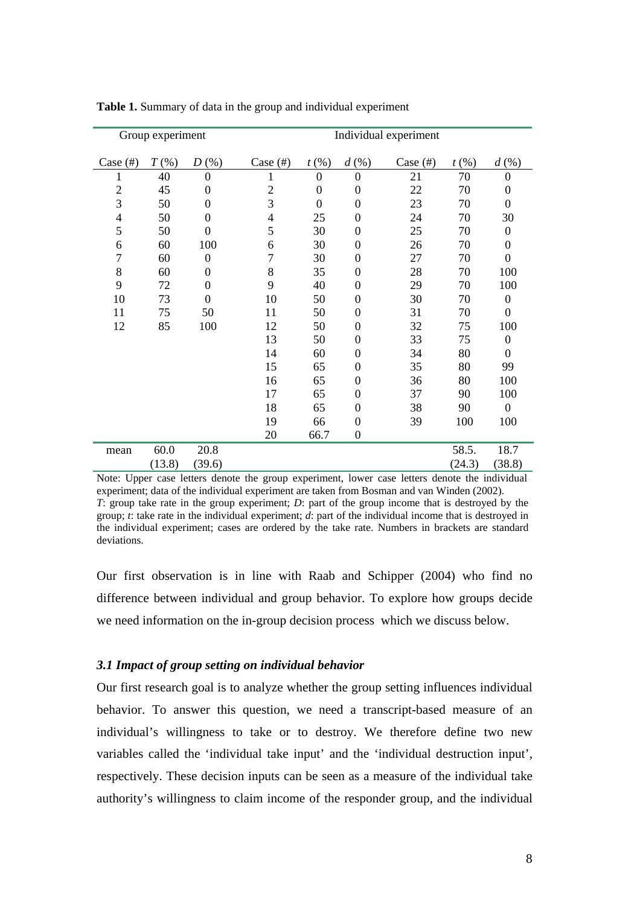**Table 1.** Summary of data in the group and individual experiment

| Group experiment | | | Individual experiment | | | | | |
|---|---|---|---|---|---|---|---|---|
| Case (#) | *T* (%) | *D* (%) | Case (#) | *t* (%) | *d* (%) | Case (#) | *t* (%) | *d* (%) |
| 1 | 40 | 0 | 1 | 0 | 0 | 21 | 70 | 0 |
| 2 | 45 | 0 | 2 | 0 | 0 | 22 | 70 | 0 |
| 3 | 50 | 0 | 3 | 0 | 0 | 23 | 70 | 0 |
| 4 | 50 | 0 | 4 | 25 | 0 | 24 | 70 | 30 |
| 5 | 50 | 0 | 5 | 30 | 0 | 25 | 70 | 0 |
| 6 | 60 | 100 | 6 | 30 | 0 | 26 | 70 | 0 |
| 7 | 60 | 0 | 7 | 30 | 0 | 27 | 70 | 0 |
| 8 | 60 | 0 | 8 | 35 | 0 | 28 | 70 | 100 |
| 9 | 72 | 0 | 9 | 40 | 0 | 29 | 70 | 100 |
| 10 | 73 | 0 | 10 | 50 | 0 | 30 | 70 | 0 |
| 11 | 75 | 50 | 11 | 50 | 0 | 31 | 70 | 0 |
| 12 | 85 | 100 | 12 | 50 | 0 | 32 | 75 | 100 |
| | | | 13 | 50 | 0 | 33 | 75 | 0 |
| | | | 14 | 60 | 0 | 34 | 80 | 0 |
| | | | 15 | 65 | 0 | 35 | 80 | 99 |
| | | | 16 | 65 | 0 | 36 | 80 | 100 |
| | | | 17 | 65 | 0 | 37 | 90 | 100 |
| | | | 18 | 65 | 0 | 38 | 90 | 0 |
| | | | 19 | 66 | 0 | 39 | 100 | 100 |
| | | | 20 | 66.7 | 0 | | | |
| mean | 60.0 | 20.8 | | | | | 58.5. | 18.7 |
| | (13.8) | (39.6) | | | | | (24.3) | (38.8) |

Note: Upper case letters denote the group experiment, lower case letters denote the individual experiment; data of the individual experiment are taken from Bosman and van Winden (2002). *T*: group take rate in the group experiment; *D*: part of the group income that is destroyed by the group; *t*: take rate in the individual experiment; *d*: part of the individual income that is destroyed in the individual experiment; cases are ordered by the take rate. Numbers in brackets are standard deviations.

Our first observation is in line with Raab and Schipper (2004) who find no difference between individual and group behavior. To explore how groups decide we need information on the in-group decision process which we discuss below.

### *3.1 Impact of group setting on individual behavior*

Our first research goal is to analyze whether the group setting influences individual behavior. To answer this question, we need a transcript-based measure of an individual's willingness to take or to destroy. We therefore define two new variables called the 'individual take input' and the 'individual destruction input', respectively. These decision inputs can be seen as a measure of the individual take authority's willingness to claim income of the responder group, and the individual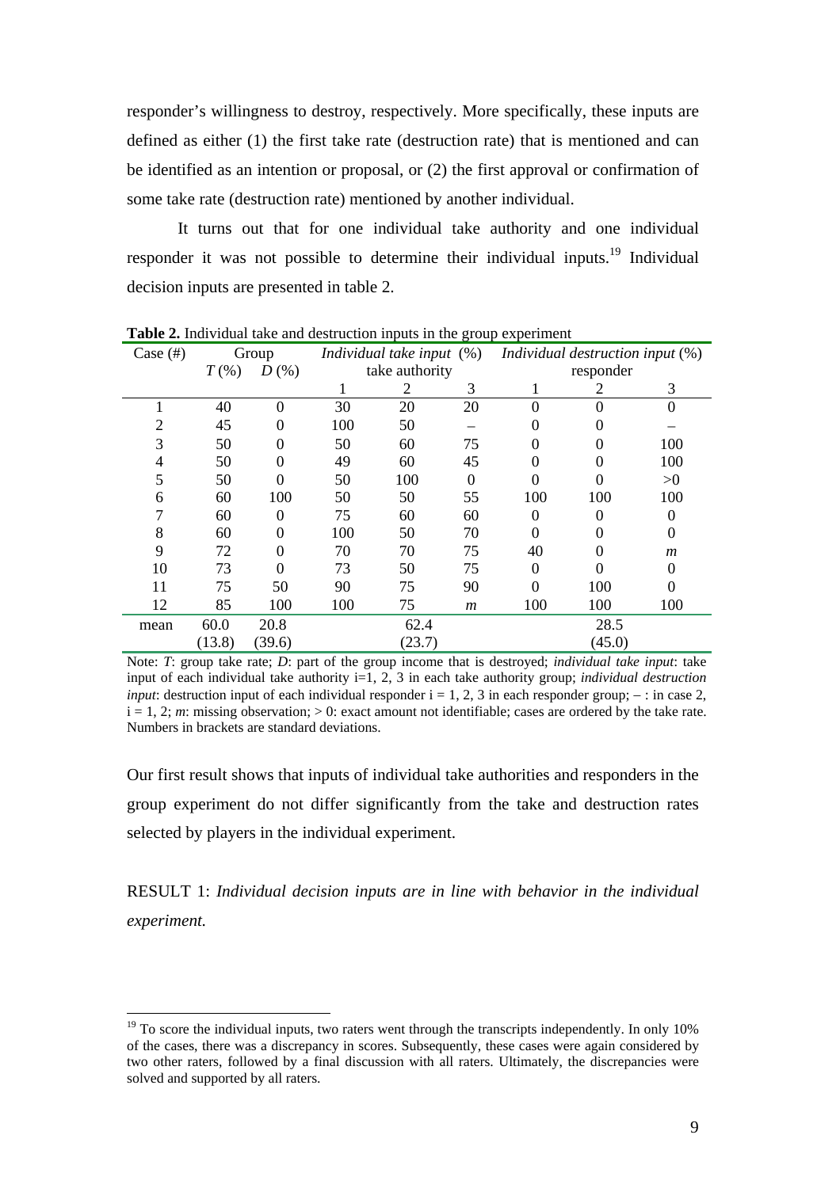responder's willingness to destroy, respectively. More specifically, these inputs are defined as either (1) the first take rate (destruction rate) that is mentioned and can be identified as an intention or proposal, or (2) the first approval or confirmation of some take rate (destruction rate) mentioned by another individual.

It turns out that for one individual take authority and one individual responder it was not possible to determine their individual inputs.[19] Individual decision inputs are presented in table 2.

**Table 2.** Individual take and destruction inputs in the group experiment

| Case (#) | Group | | *Individual take input* (%) | | | *Individual destruction input* (%) | | |
|---|---|---|---|---|---|---|---|---|
| | *T* (%) | *D* (%) | take authority | | | responder | | |
| | | | 1 | 2 | 3 | 1 | 2 | 3 |
| 1 | 40 | 0 | 30 | 20 | 20 | 0 | 0 | 0 |
| 2 | 45 | 0 | 100 | 50 | – | 0 | 0 | – |
| 3 | 50 | 0 | 50 | 60 | 75 | 0 | 0 | 100 |
| 4 | 50 | 0 | 49 | 60 | 45 | 0 | 0 | 100 |
| 5 | 50 | 0 | 50 | 100 | 0 | 0 | 0 | >0 |
| 6 | 60 | 100 | 50 | 50 | 55 | 100 | 100 | 100 |
| 7 | 60 | 0 | 75 | 60 | 60 | 0 | 0 | 0 |
| 8 | 60 | 0 | 100 | 50 | 70 | 0 | 0 | 0 |
| 9 | 72 | 0 | 70 | 70 | 75 | 40 | 0 | *m* |
| 10 | 73 | 0 | 73 | 50 | 75 | 0 | 0 | 0 |
| 11 | 75 | 50 | 90 | 75 | 90 | 0 | 100 | 0 |
| 12 | 85 | 100 | 100 | 75 | *m* | 100 | 100 | 100 |
| mean | 60.0 | 20.8 | | 62.4 | | | 28.5 | |
| | (13.8) | (39.6) | | (23.7) | | | (45.0) | |

Note: *T*: group take rate; *D*: part of the group income that is destroyed; *individual take input*: take input of each individual take authority i=1, 2, 3 in each take authority group; *individual destruction input*: destruction input of each individual responder i = 1, 2, 3 in each responder group; – : in case 2, i = 1, 2; *m*: missing observation; > 0: exact amount not identifiable; cases are ordered by the take rate. Numbers in brackets are standard deviations.

Our first result shows that inputs of individual take authorities and responders in the group experiment do not differ significantly from the take and destruction rates selected by players in the individual experiment.

RESULT 1: *Individual decision inputs are in line with behavior in the individual experiment.*

[19] To score the individual inputs, two raters went through the transcripts independently. In only 10% of the cases, there was a discrepancy in scores. Subsequently, these cases were again considered by two other raters, followed by a final discussion with all raters. Ultimately, the discrepancies were solved and supported by all raters.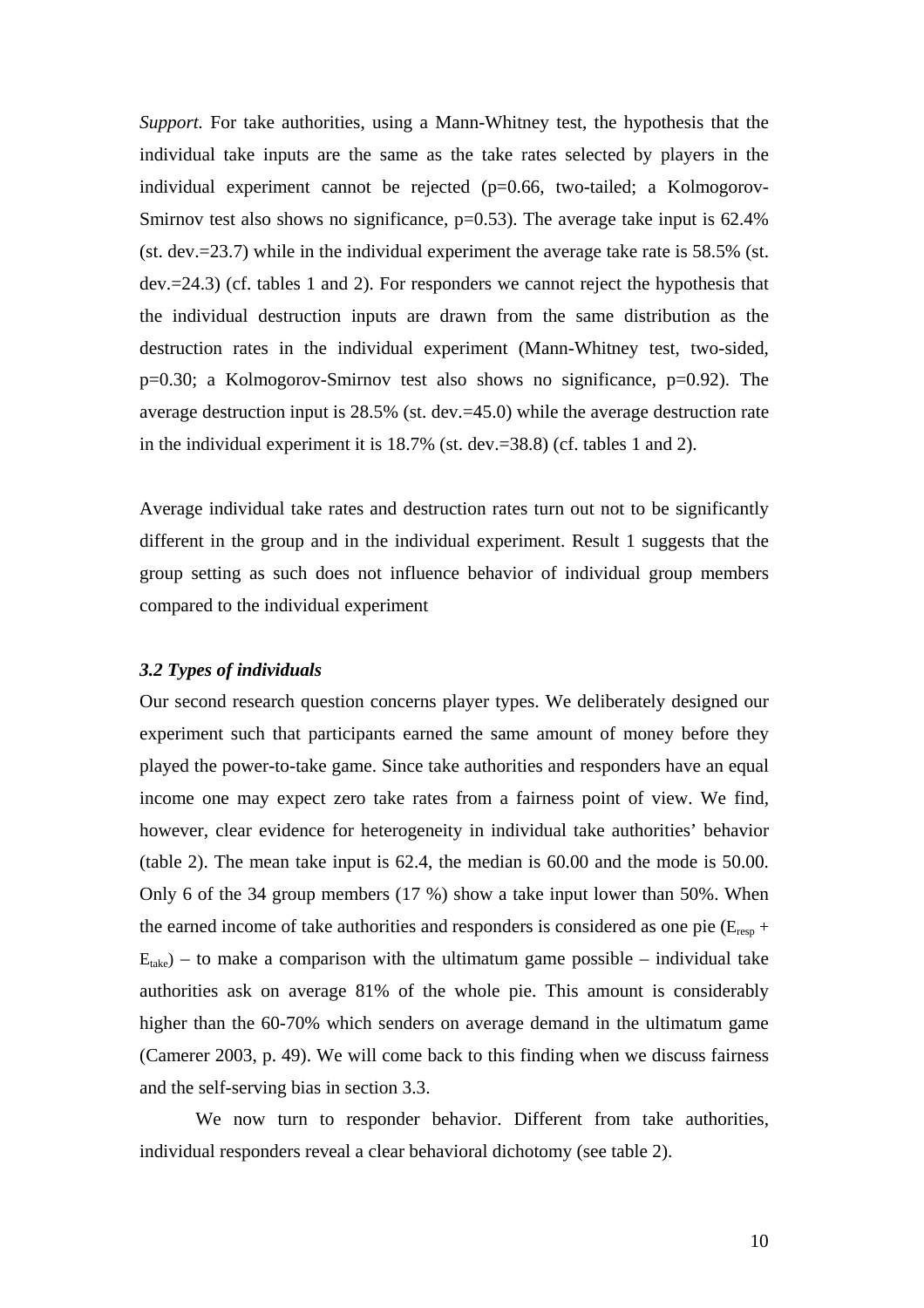*Support.* For take authorities, using a Mann-Whitney test, the hypothesis that the individual take inputs are the same as the take rates selected by players in the individual experiment cannot be rejected (p=0.66, two-tailed; a Kolmogorov-Smirnov test also shows no significance, p=0.53). The average take input is 62.4% (st. dev.=23.7) while in the individual experiment the average take rate is 58.5% (st. dev.=24.3) (cf. tables 1 and 2). For responders we cannot reject the hypothesis that the individual destruction inputs are drawn from the same distribution as the destruction rates in the individual experiment (Mann-Whitney test, two-sided, p=0.30; a Kolmogorov-Smirnov test also shows no significance, p=0.92). The average destruction input is 28.5% (st. dev.=45.0) while the average destruction rate in the individual experiment it is 18.7% (st. dev.=38.8) (cf. tables 1 and 2).

Average individual take rates and destruction rates turn out not to be significantly different in the group and in the individual experiment. Result 1 suggests that the group setting as such does not influence behavior of individual group members compared to the individual experiment

### *3.2 Types of individuals*

Our second research question concerns player types. We deliberately designed our experiment such that participants earned the same amount of money before they played the power-to-take game. Since take authorities and responders have an equal income one may expect zero take rates from a fairness point of view. We find, however, clear evidence for heterogeneity in individual take authorities' behavior (table 2). The mean take input is 62.4, the median is 60.00 and the mode is 50.00. Only 6 of the 34 group members (17 %) show a take input lower than 50%. When the earned income of take authorities and responders is considered as one pie ($E_{resp}$ + $E_{take}$) – to make a comparison with the ultimatum game possible – individual take authorities ask on average 81% of the whole pie. This amount is considerably higher than the 60-70% which senders on average demand in the ultimatum game (Camerer 2003, p. 49). We will come back to this finding when we discuss fairness and the self-serving bias in section 3.3.

We now turn to responder behavior. Different from take authorities, individual responders reveal a clear behavioral dichotomy (see table 2).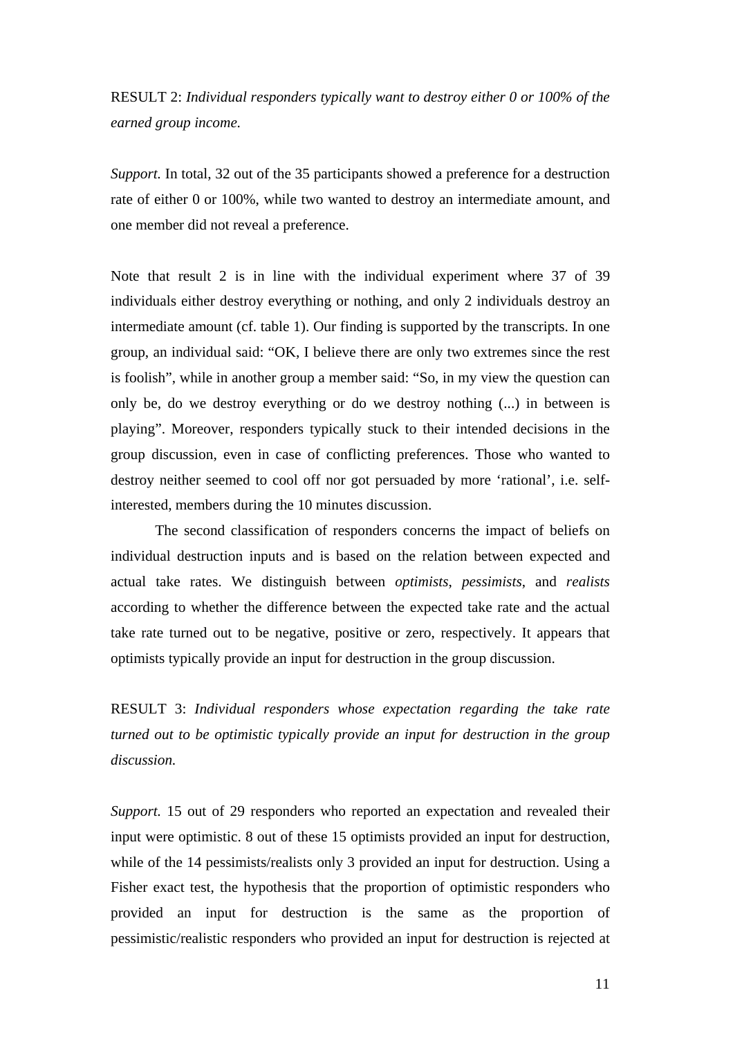RESULT 2: *Individual responders typically want to destroy either 0 or 100% of the earned group income.*

*Support.* In total, 32 out of the 35 participants showed a preference for a destruction rate of either 0 or 100%, while two wanted to destroy an intermediate amount, and one member did not reveal a preference.

Note that result 2 is in line with the individual experiment where 37 of 39 individuals either destroy everything or nothing, and only 2 individuals destroy an intermediate amount (cf. table 1). Our finding is supported by the transcripts. In one group, an individual said: "OK, I believe there are only two extremes since the rest is foolish", while in another group a member said: "So, in my view the question can only be, do we destroy everything or do we destroy nothing (...) in between is playing". Moreover, responders typically stuck to their intended decisions in the group discussion, even in case of conflicting preferences. Those who wanted to destroy neither seemed to cool off nor got persuaded by more 'rational', i.e. self-interested, members during the 10 minutes discussion.

The second classification of responders concerns the impact of beliefs on individual destruction inputs and is based on the relation between expected and actual take rates. We distinguish between *optimists*, *pessimists*, and *realists* according to whether the difference between the expected take rate and the actual take rate turned out to be negative, positive or zero, respectively. It appears that optimists typically provide an input for destruction in the group discussion.

RESULT 3: *Individual responders whose expectation regarding the take rate turned out to be optimistic typically provide an input for destruction in the group discussion.*

*Support.* 15 out of 29 responders who reported an expectation and revealed their input were optimistic. 8 out of these 15 optimists provided an input for destruction, while of the 14 pessimists/realists only 3 provided an input for destruction. Using a Fisher exact test, the hypothesis that the proportion of optimistic responders who provided an input for destruction is the same as the proportion of pessimistic/realistic responders who provided an input for destruction is rejected at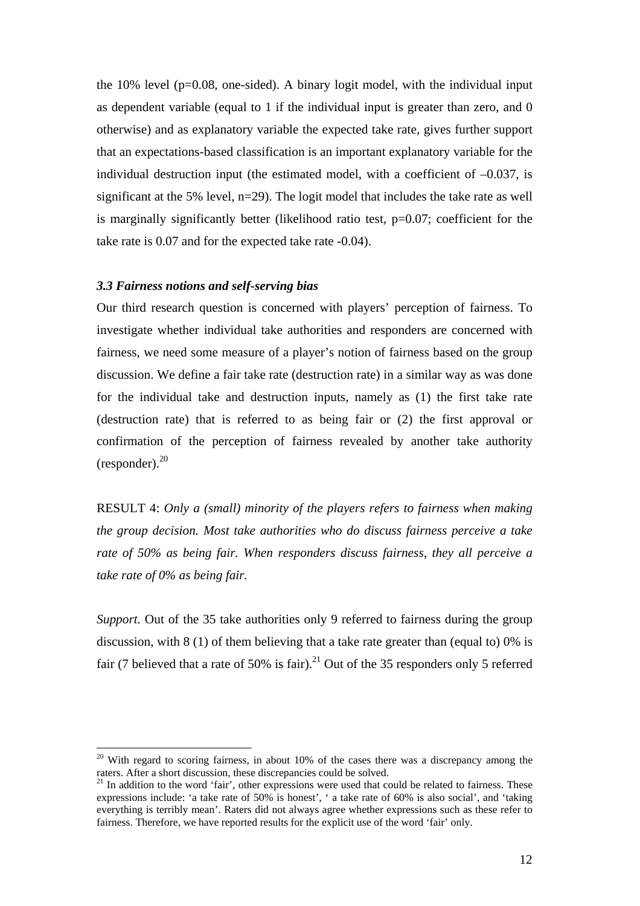the 10% level (p=0.08, one-sided). A binary logit model, with the individual input as dependent variable (equal to 1 if the individual input is greater than zero, and 0 otherwise) and as explanatory variable the expected take rate, gives further support that an expectations-based classification is an important explanatory variable for the individual destruction input (the estimated model, with a coefficient of –0.037, is significant at the 5% level, n=29). The logit model that includes the take rate as well is marginally significantly better (likelihood ratio test, p=0.07; coefficient for the take rate is 0.07 and for the expected take rate -0.04).

### *3.3 Fairness notions and self-serving bias*

Our third research question is concerned with players' perception of fairness. To investigate whether individual take authorities and responders are concerned with fairness, we need some measure of a player's notion of fairness based on the group discussion. We define a fair take rate (destruction rate) in a similar way as was done for the individual take and destruction inputs, namely as (1) the first take rate (destruction rate) that is referred to as being fair or (2) the first approval or confirmation of the perception of fairness revealed by another take authority (responder).[20]

RESULT 4: *Only a (small) minority of the players refers to fairness when making the group decision. Most take authorities who do discuss fairness perceive a take rate of 50% as being fair. When responders discuss fairness, they all perceive a take rate of 0% as being fair.*

*Support.* Out of the 35 take authorities only 9 referred to fairness during the group discussion, with 8 (1) of them believing that a take rate greater than (equal to) 0% is fair (7 believed that a rate of 50% is fair).[21] Out of the 35 responders only 5 referred

---

[20] With regard to scoring fairness, in about 10% of the cases there was a discrepancy among the raters. After a short discussion, these discrepancies could be solved.

[21] In addition to the word 'fair', other expressions were used that could be related to fairness. These expressions include: 'a take rate of 50% is honest', ' a take rate of 60% is also social', and 'taking everything is terribly mean'. Raters did not always agree whether expressions such as these refer to fairness. Therefore, we have reported results for the explicit use of the word 'fair' only.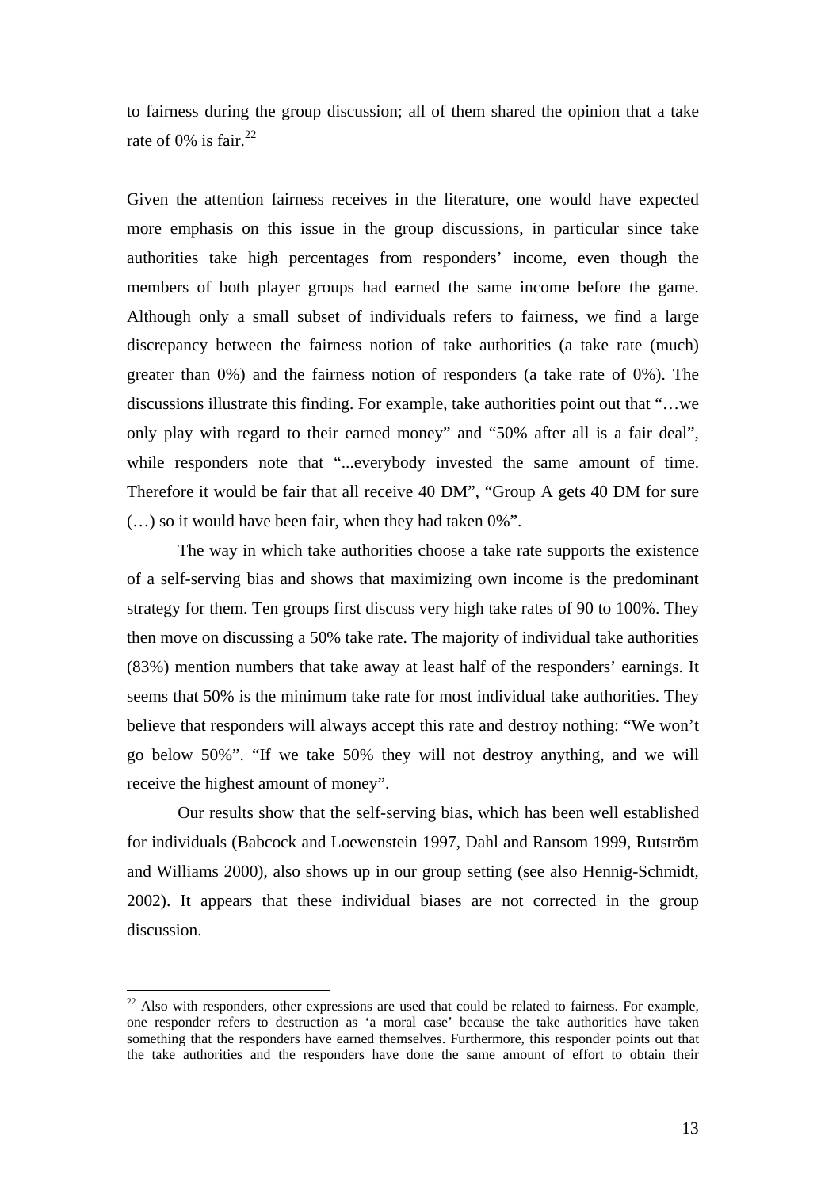to fairness during the group discussion; all of them shared the opinion that a take rate of 0% is fair.[22]

Given the attention fairness receives in the literature, one would have expected more emphasis on this issue in the group discussions, in particular since take authorities take high percentages from responders' income, even though the members of both player groups had earned the same income before the game. Although only a small subset of individuals refers to fairness, we find a large discrepancy between the fairness notion of take authorities (a take rate (much) greater than 0%) and the fairness notion of responders (a take rate of 0%). The discussions illustrate this finding. For example, take authorities point out that "…we only play with regard to their earned money" and "50% after all is a fair deal", while responders note that "...everybody invested the same amount of time. Therefore it would be fair that all receive 40 DM", "Group A gets 40 DM for sure (…) so it would have been fair, when they had taken 0%".

The way in which take authorities choose a take rate supports the existence of a self-serving bias and shows that maximizing own income is the predominant strategy for them. Ten groups first discuss very high take rates of 90 to 100%. They then move on discussing a 50% take rate. The majority of individual take authorities (83%) mention numbers that take away at least half of the responders' earnings. It seems that 50% is the minimum take rate for most individual take authorities. They believe that responders will always accept this rate and destroy nothing: "We won't go below 50%". "If we take 50% they will not destroy anything, and we will receive the highest amount of money".

Our results show that the self-serving bias, which has been well established for individuals (Babcock and Loewenstein 1997, Dahl and Ransom 1999, Rutström and Williams 2000), also shows up in our group setting (see also Hennig-Schmidt, 2002). It appears that these individual biases are not corrected in the group discussion.

---

[22] Also with responders, other expressions are used that could be related to fairness. For example, one responder refers to destruction as 'a moral case' because the take authorities have taken something that the responders have earned themselves. Furthermore, this responder points out that the take authorities and the responders have done the same amount of effort to obtain their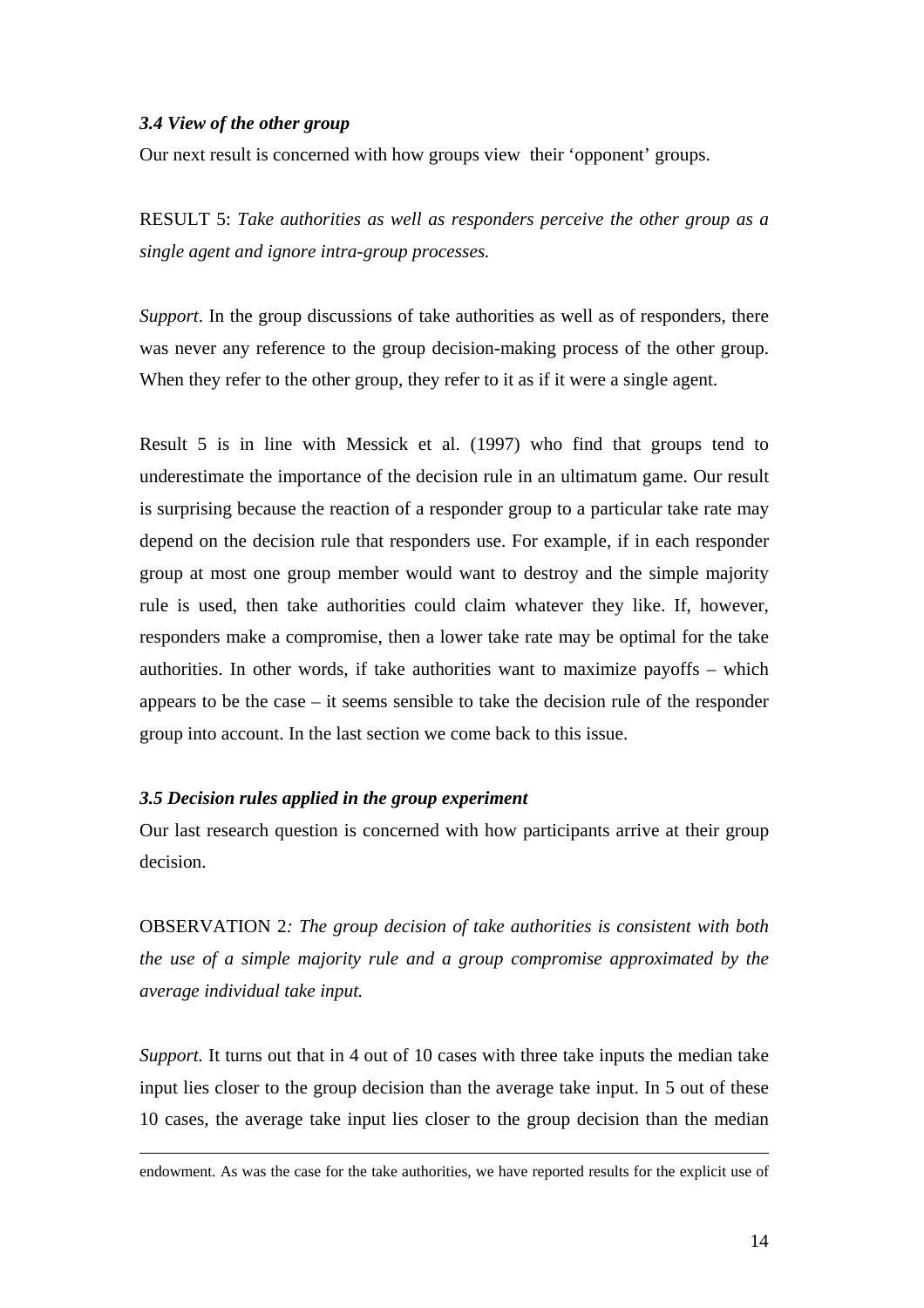### *3.4 View of the other group*

Our next result is concerned with how groups view their 'opponent' groups.

RESULT 5: *Take authorities as well as responders perceive the other group as a single agent and ignore intra-group processes.*

*Support*. In the group discussions of take authorities as well as of responders, there was never any reference to the group decision-making process of the other group. When they refer to the other group, they refer to it as if it were a single agent.

Result 5 is in line with Messick et al. (1997) who find that groups tend to underestimate the importance of the decision rule in an ultimatum game. Our result is surprising because the reaction of a responder group to a particular take rate may depend on the decision rule that responders use. For example, if in each responder group at most one group member would want to destroy and the simple majority rule is used, then take authorities could claim whatever they like. If, however, responders make a compromise, then a lower take rate may be optimal for the take authorities. In other words, if take authorities want to maximize payoffs – which appears to be the case – it seems sensible to take the decision rule of the responder group into account. In the last section we come back to this issue.

### *3.5 Decision rules applied in the group experiment*

Our last research question is concerned with how participants arrive at their group decision.

OBSERVATION 2*: The group decision of take authorities is consistent with both the use of a simple majority rule and a group compromise approximated by the average individual take input.*

*Support.* It turns out that in 4 out of 10 cases with three take inputs the median take input lies closer to the group decision than the average take input. In 5 out of these 10 cases, the average take input lies closer to the group decision than the median

---

endowment. As was the case for the take authorities, we have reported results for the explicit use of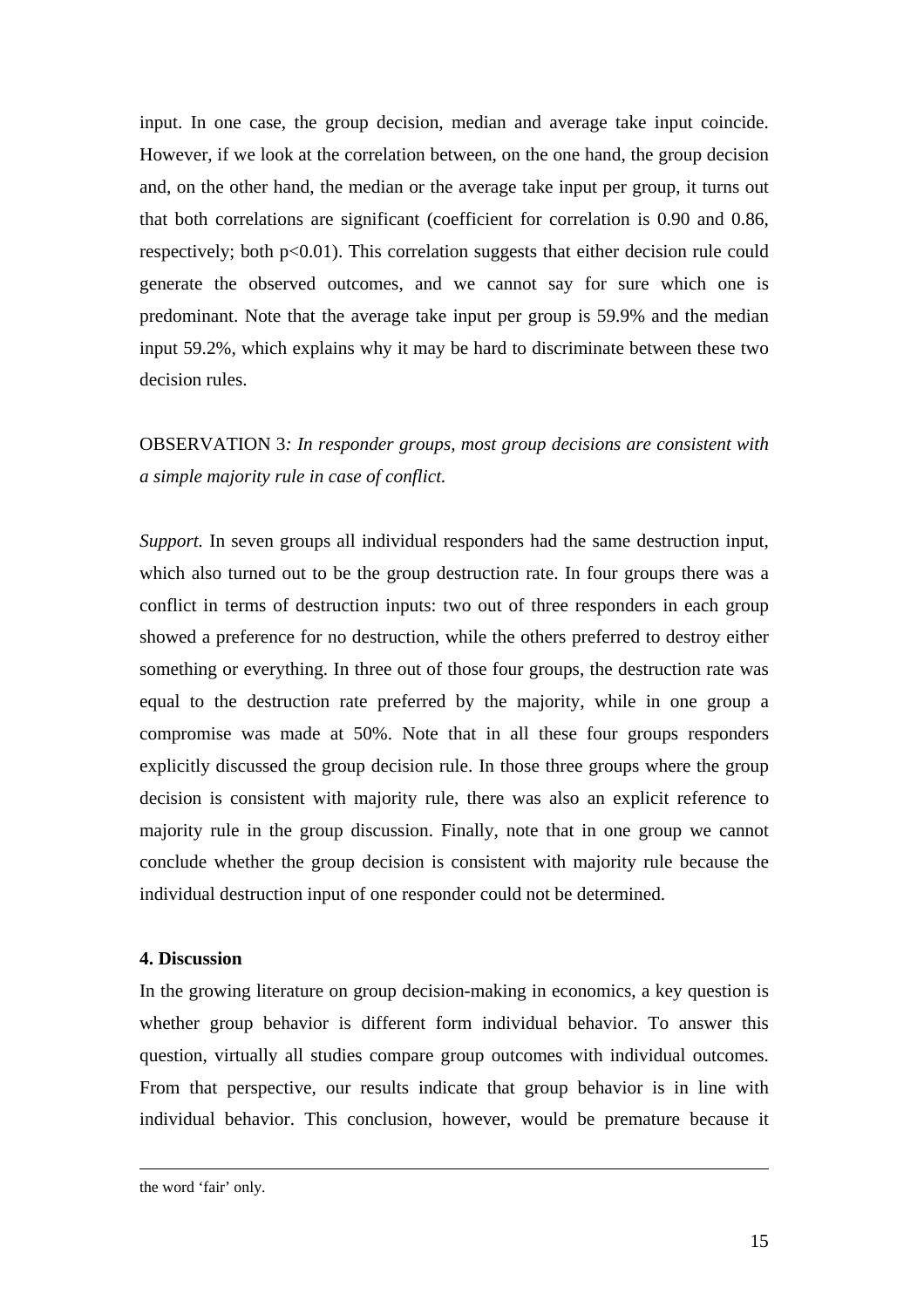input. In one case, the group decision, median and average take input coincide. However, if we look at the correlation between, on the one hand, the group decision and, on the other hand, the median or the average take input per group, it turns out that both correlations are significant (coefficient for correlation is 0.90 and 0.86, respectively; both $p<0.01$). This correlation suggests that either decision rule could generate the observed outcomes, and we cannot say for sure which one is predominant. Note that the average take input per group is 59.9% and the median input 59.2%, which explains why it may be hard to discriminate between these two decision rules.

OBSERVATION 3*: In responder groups, most group decisions are consistent with a simple majority rule in case of conflict.*

*Support.* In seven groups all individual responders had the same destruction input, which also turned out to be the group destruction rate. In four groups there was a conflict in terms of destruction inputs: two out of three responders in each group showed a preference for no destruction, while the others preferred to destroy either something or everything. In three out of those four groups, the destruction rate was equal to the destruction rate preferred by the majority, while in one group a compromise was made at 50%. Note that in all these four groups responders explicitly discussed the group decision rule. In those three groups where the group decision is consistent with majority rule, there was also an explicit reference to majority rule in the group discussion. Finally, note that in one group we cannot conclude whether the group decision is consistent with majority rule because the individual destruction input of one responder could not be determined.

**4. Discussion**

In the growing literature on group decision-making in economics, a key question is whether group behavior is different form individual behavior. To answer this question, virtually all studies compare group outcomes with individual outcomes. From that perspective, our results indicate that group behavior is in line with individual behavior. This conclusion, however, would be premature because it

---

the word 'fair' only.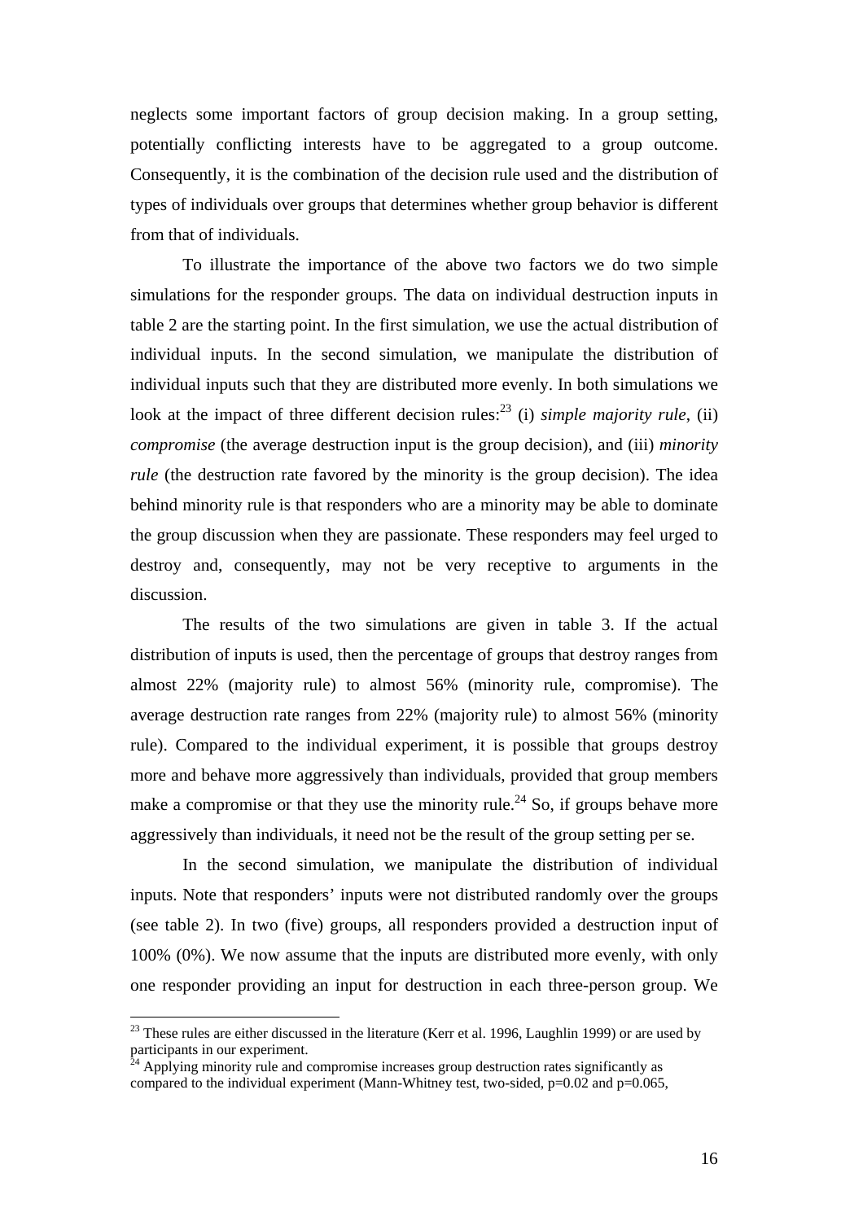neglects some important factors of group decision making. In a group setting, potentially conflicting interests have to be aggregated to a group outcome. Consequently, it is the combination of the decision rule used and the distribution of types of individuals over groups that determines whether group behavior is different from that of individuals.

To illustrate the importance of the above two factors we do two simple simulations for the responder groups. The data on individual destruction inputs in table 2 are the starting point. In the first simulation, we use the actual distribution of individual inputs. In the second simulation, we manipulate the distribution of individual inputs such that they are distributed more evenly. In both simulations we look at the impact of three different decision rules:[23] (i) *simple majority rule*, (ii) *compromise* (the average destruction input is the group decision), and (iii) *minority rule* (the destruction rate favored by the minority is the group decision). The idea behind minority rule is that responders who are a minority may be able to dominate the group discussion when they are passionate. These responders may feel urged to destroy and, consequently, may not be very receptive to arguments in the discussion.

The results of the two simulations are given in table 3. If the actual distribution of inputs is used, then the percentage of groups that destroy ranges from almost 22% (majority rule) to almost 56% (minority rule, compromise). The average destruction rate ranges from 22% (majority rule) to almost 56% (minority rule). Compared to the individual experiment, it is possible that groups destroy more and behave more aggressively than individuals, provided that group members make a compromise or that they use the minority rule.[24] So, if groups behave more aggressively than individuals, it need not be the result of the group setting per se.

In the second simulation, we manipulate the distribution of individual inputs. Note that responders' inputs were not distributed randomly over the groups (see table 2). In two (five) groups, all responders provided a destruction input of 100% (0%). We now assume that the inputs are distributed more evenly, with only one responder providing an input for destruction in each three-person group. We

[23] These rules are either discussed in the literature (Kerr et al. 1996, Laughlin 1999) or are used by participants in our experiment.

[24] Applying minority rule and compromise increases group destruction rates significantly as compared to the individual experiment (Mann-Whitney test, two-sided, $p=0.02$ and $p=0.065$,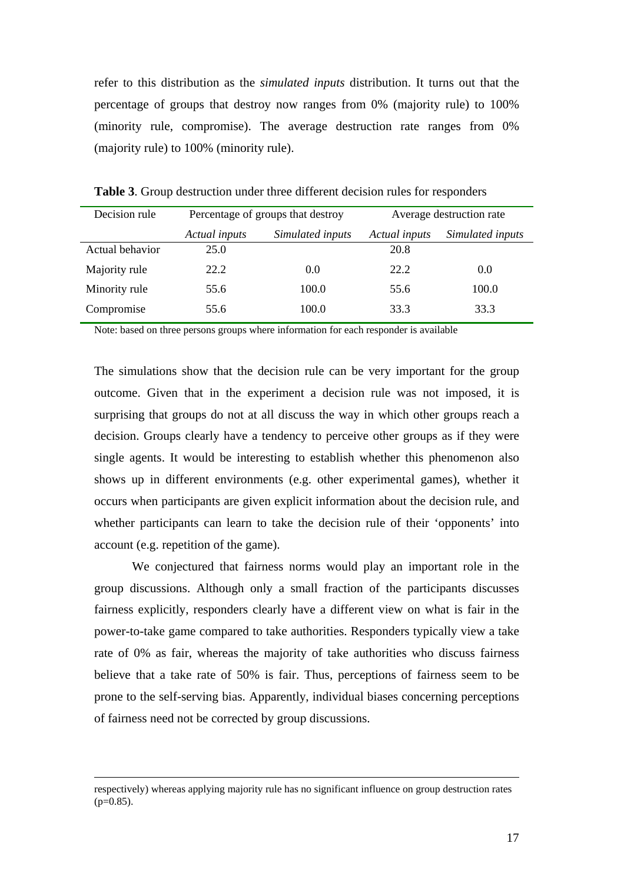refer to this distribution as the *simulated inputs* distribution. It turns out that the percentage of groups that destroy now ranges from 0% (majority rule) to 100% (minority rule, compromise). The average destruction rate ranges from 0% (majority rule) to 100% (minority rule).

**Table 3**. Group destruction under three different decision rules for responders

| Decision rule | Percentage of groups that destroy | | Average destruction rate | |
|---|---|---|---|---|
| | *Actual inputs* | *Simulated inputs* | *Actual inputs* | *Simulated inputs* |
| Actual behavior | 25.0 | | 20.8 | |
| Majority rule | 22.2 | 0.0 | 22.2 | 0.0 |
| Minority rule | 55.6 | 100.0 | 55.6 | 100.0 |
| Compromise | 55.6 | 100.0 | 33.3 | 33.3 |

Note: based on three persons groups where information for each responder is available

The simulations show that the decision rule can be very important for the group outcome. Given that in the experiment a decision rule was not imposed, it is surprising that groups do not at all discuss the way in which other groups reach a decision. Groups clearly have a tendency to perceive other groups as if they were single agents. It would be interesting to establish whether this phenomenon also shows up in different environments (e.g. other experimental games), whether it occurs when participants are given explicit information about the decision rule, and whether participants can learn to take the decision rule of their 'opponents' into account (e.g. repetition of the game).

We conjectured that fairness norms would play an important role in the group discussions. Although only a small fraction of the participants discusses fairness explicitly, responders clearly have a different view on what is fair in the power-to-take game compared to take authorities. Responders typically view a take rate of 0% as fair, whereas the majority of take authorities who discuss fairness believe that a take rate of 50% is fair. Thus, perceptions of fairness seem to be prone to the self-serving bias. Apparently, individual biases concerning perceptions of fairness need not be corrected by group discussions.

respectively) whereas applying majority rule has no significant influence on group destruction rates (p=0.85).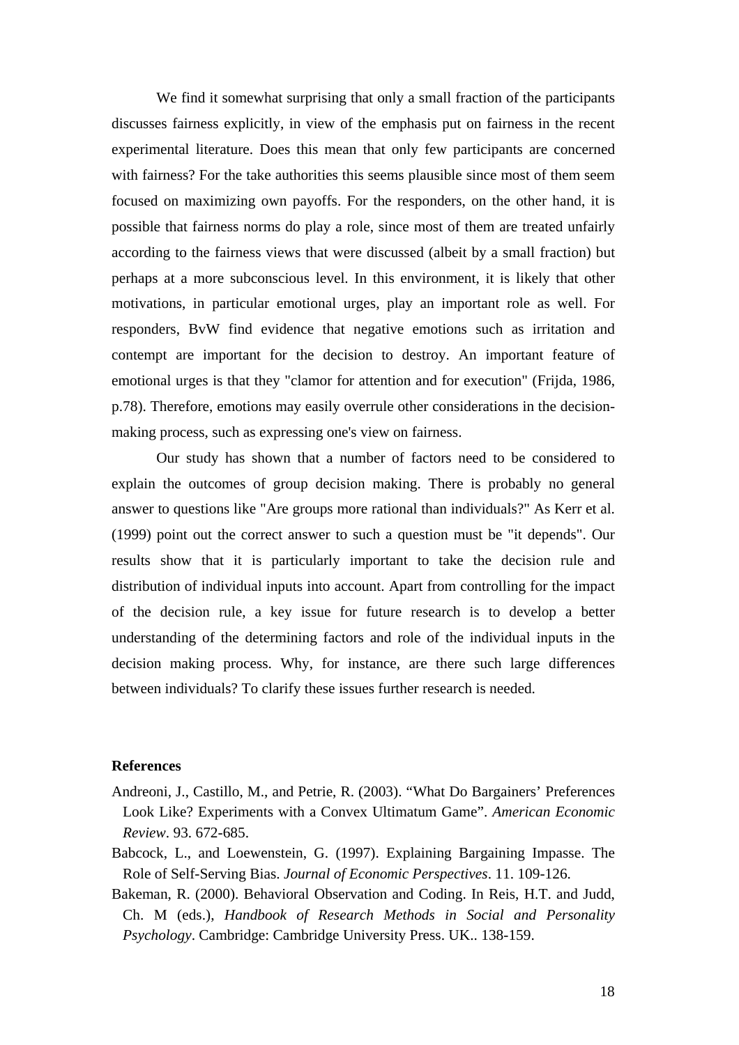We find it somewhat surprising that only a small fraction of the participants discusses fairness explicitly, in view of the emphasis put on fairness in the recent experimental literature. Does this mean that only few participants are concerned with fairness? For the take authorities this seems plausible since most of them seem focused on maximizing own payoffs. For the responders, on the other hand, it is possible that fairness norms do play a role, since most of them are treated unfairly according to the fairness views that were discussed (albeit by a small fraction) but perhaps at a more subconscious level. In this environment, it is likely that other motivations, in particular emotional urges, play an important role as well. For responders, BvW find evidence that negative emotions such as irritation and contempt are important for the decision to destroy. An important feature of emotional urges is that they "clamor for attention and for execution" (Frijda, 1986, p.78). Therefore, emotions may easily overrule other considerations in the decision-making process, such as expressing one's view on fairness.

Our study has shown that a number of factors need to be considered to explain the outcomes of group decision making. There is probably no general answer to questions like "Are groups more rational than individuals?" As Kerr et al. (1999) point out the correct answer to such a question must be "it depends". Our results show that it is particularly important to take the decision rule and distribution of individual inputs into account. Apart from controlling for the impact of the decision rule, a key issue for future research is to develop a better understanding of the determining factors and role of the individual inputs in the decision making process. Why, for instance, are there such large differences between individuals? To clarify these issues further research is needed.

**References**

Andreoni, J., Castillo, M., and Petrie, R. (2003). "What Do Bargainers' Preferences Look Like? Experiments with a Convex Ultimatum Game". *American Economic Review*. 93. 672-685.

Babcock, L., and Loewenstein, G. (1997). Explaining Bargaining Impasse. The Role of Self-Serving Bias. *Journal of Economic Perspectives*. 11. 109-126.

Bakeman, R. (2000). Behavioral Observation and Coding. In Reis, H.T. and Judd, Ch. M (eds.), *Handbook of Research Methods in Social and Personality Psychology*. Cambridge: Cambridge University Press. UK.. 138-159.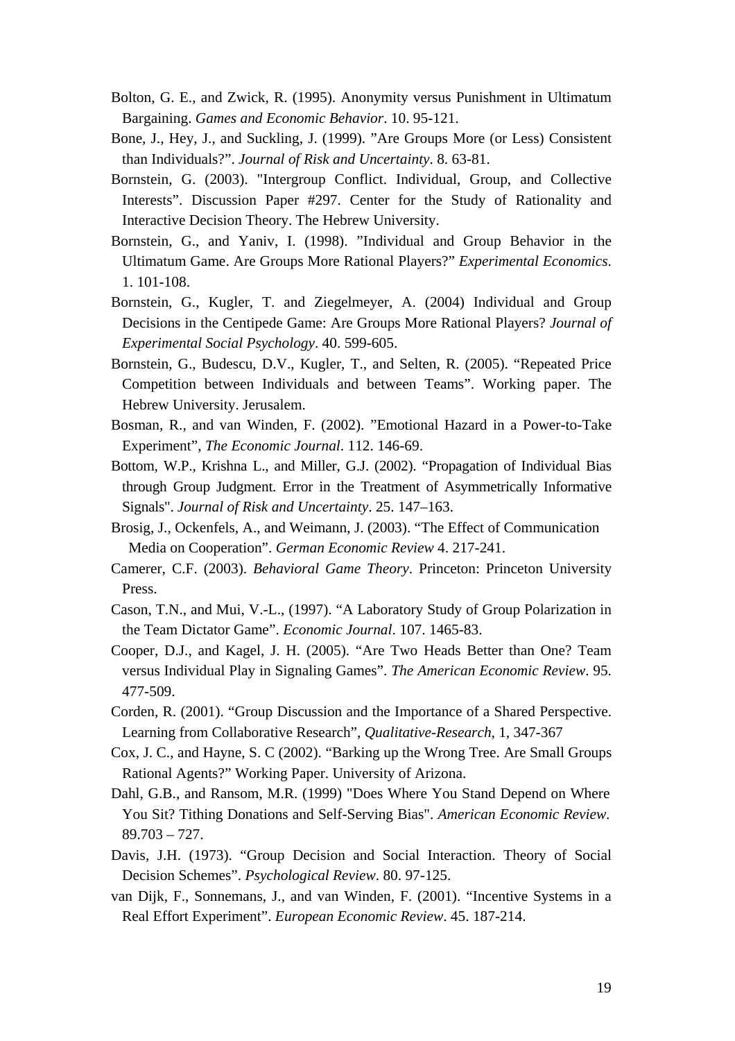Bolton, G. E., and Zwick, R. (1995). Anonymity versus Punishment in Ultimatum Bargaining. *Games and Economic Behavior*. 10. 95-121.

Bone, J., Hey, J., and Suckling, J. (1999). ”Are Groups More (or Less) Consistent than Individuals?”. *Journal of Risk and Uncertainty*. 8. 63-81.

Bornstein, G. (2003). "Intergroup Conflict. Individual, Group, and Collective Interests”. Discussion Paper #297. Center for the Study of Rationality and Interactive Decision Theory. The Hebrew University.

Bornstein, G., and Yaniv, I. (1998). ”Individual and Group Behavior in the Ultimatum Game. Are Groups More Rational Players?” *Experimental Economics*. 1. 101-108.

Bornstein, G., Kugler, T. and Ziegelmeyer, A. (2004) Individual and Group Decisions in the Centipede Game: Are Groups More Rational Players? *Journal of Experimental Social Psychology*. 40. 599-605.

Bornstein, G., Budescu, D.V., Kugler, T., and Selten, R. (2005). “Repeated Price Competition between Individuals and between Teams”. Working paper. The Hebrew University. Jerusalem.

Bosman, R., and van Winden, F. (2002). ”Emotional Hazard in a Power-to-Take Experiment”, *The Economic Journal*. 112. 146-69.

Bottom, W.P., Krishna L., and Miller, G.J. (2002). “Propagation of Individual Bias through Group Judgment. Error in the Treatment of Asymmetrically Informative Signals". *Journal of Risk and Uncertainty*. 25. 147–163.

Brosig, J., Ockenfels, A., and Weimann, J. (2003). “The Effect of Communication Media on Cooperation”. *German Economic Review* 4. 217-241.

Camerer, C.F. (2003). *Behavioral Game Theory*. Princeton: Princeton University Press.

Cason, T.N., and Mui, V.-L., (1997). “A Laboratory Study of Group Polarization in the Team Dictator Game”. *Economic Journal*. 107. 1465-83.

Cooper, D.J., and Kagel, J. H. (2005). “Are Two Heads Better than One? Team versus Individual Play in Signaling Games”. *The American Economic Review*. 95. 477-509.

Corden, R. (2001). “Group Discussion and the Importance of a Shared Perspective. Learning from Collaborative Research”, *Qualitative-Research*, 1, 347-367

Cox, J. C., and Hayne, S. C (2002). “Barking up the Wrong Tree. Are Small Groups Rational Agents?” Working Paper. University of Arizona.

Dahl, G.B., and Ransom, M.R. (1999) "Does Where You Stand Depend on Where You Sit? Tithing Donations and Self-Serving Bias". *American Economic Review*. 89.703 – 727.

Davis, J.H. (1973). “Group Decision and Social Interaction. Theory of Social Decision Schemes”. *Psychological Review*. 80. 97-125.

van Dijk, F., Sonnemans, J., and van Winden, F. (2001). “Incentive Systems in a Real Effort Experiment”. *European Economic Review*. 45. 187-214.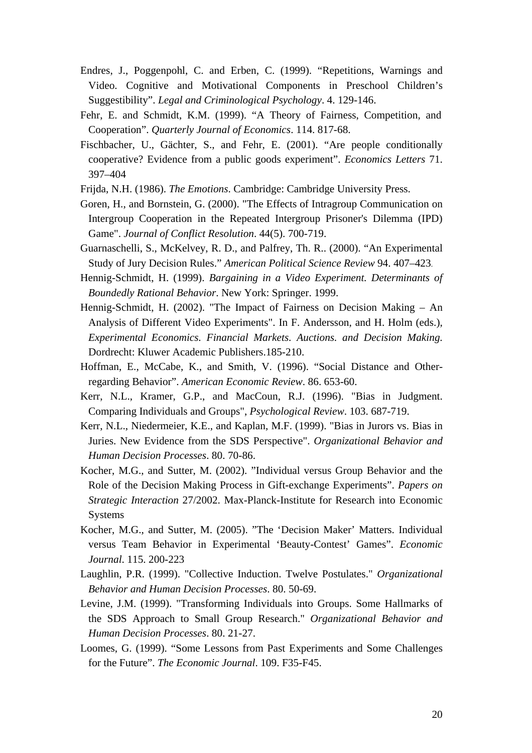Endres, J., Poggenpohl, C. and Erben, C. (1999). “Repetitions, Warnings and Video. Cognitive and Motivational Components in Preschool Children’s Suggestibility”. *Legal and Criminological Psychology*. 4. 129-146.

Fehr, E. and Schmidt, K.M. (1999). “A Theory of Fairness, Competition, and Cooperation”. *Quarterly Journal of Economics*. 114. 817-68.

Fischbacher, U., Gächter, S., and Fehr, E. (2001). “Are people conditionally cooperative? Evidence from a public goods experiment”. *Economics Letters* 71. 397–404

Frijda, N.H. (1986). *The Emotions*. Cambridge: Cambridge University Press.

Goren, H., and Bornstein, G. (2000). "The Effects of Intragroup Communication on Intergroup Cooperation in the Repeated Intergroup Prisoner's Dilemma (IPD) Game". *Journal of Conflict Resolution*. 44(5). 700-719.

Guarnaschelli, S., McKelvey, R. D., and Palfrey, Th. R.. (2000). “An Experimental Study of Jury Decision Rules.” *American Political Science Review* 94. 407–423.

Hennig-Schmidt, H. (1999). *Bargaining in a Video Experiment. Determinants of Boundedly Rational Behavior*. New York: Springer. 1999.

Hennig-Schmidt, H. (2002). "The Impact of Fairness on Decision Making – An Analysis of Different Video Experiments". In F. Andersson, and H. Holm (eds.), *Experimental Economics. Financial Markets. Auctions. and Decision Making.* Dordrecht: Kluwer Academic Publishers.185-210.

Hoffman, E., McCabe, K., and Smith, V. (1996). “Social Distance and Other-regarding Behavior”. *American Economic Review*. 86. 653-60.

Kerr, N.L., Kramer, G.P., and MacCoun, R.J. (1996). "Bias in Judgment. Comparing Individuals and Groups", *Psychological Review*. 103. 687-719.

Kerr, N.L., Niedermeier, K.E., and Kaplan, M.F. (1999). "Bias in Jurors vs. Bias in Juries. New Evidence from the SDS Perspective". *Organizational Behavior and Human Decision Processes*. 80. 70-86.

Kocher, M.G., and Sutter, M. (2002). ”Individual versus Group Behavior and the Role of the Decision Making Process in Gift-exchange Experiments”. *Papers on Strategic Interaction* 27/2002. Max-Planck-Institute for Research into Economic Systems

Kocher, M.G., and Sutter, M. (2005). ”The ‘Decision Maker’ Matters. Individual versus Team Behavior in Experimental ‘Beauty-Contest’ Games”. *Economic Journal*. 115. 200-223

Laughlin, P.R. (1999). "Collective Induction. Twelve Postulates." *Organizational Behavior and Human Decision Processes*. 80. 50-69.

Levine, J.M. (1999). "Transforming Individuals into Groups. Some Hallmarks of the SDS Approach to Small Group Research." *Organizational Behavior and Human Decision Processes*. 80. 21-27.

Loomes, G. (1999). “Some Lessons from Past Experiments and Some Challenges for the Future”. *The Economic Journal*. 109. F35-F45.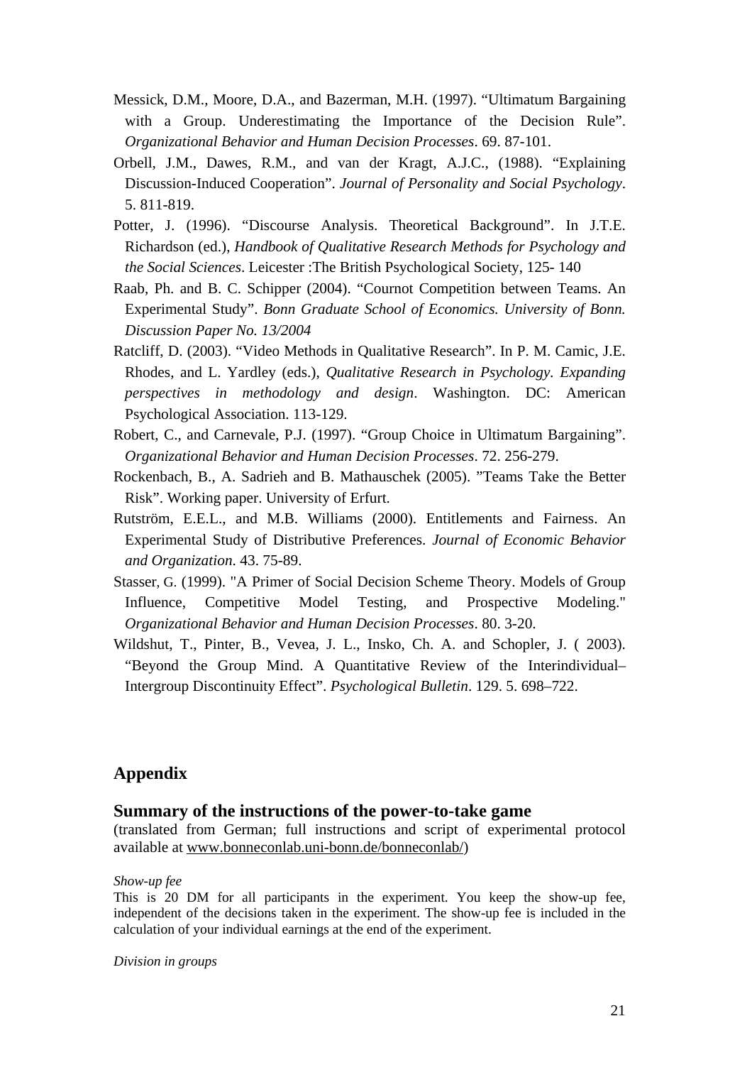Messick, D.M., Moore, D.A., and Bazerman, M.H. (1997). "Ultimatum Bargaining with a Group. Underestimating the Importance of the Decision Rule". *Organizational Behavior and Human Decision Processes*. 69. 87-101.

Orbell, J.M., Dawes, R.M., and van der Kragt, A.J.C., (1988). "Explaining Discussion-Induced Cooperation". *Journal of Personality and Social Psychology*. 5. 811-819.

Potter, J. (1996). "Discourse Analysis. Theoretical Background". In J.T.E. Richardson (ed.), *Handbook of Qualitative Research Methods for Psychology and the Social Sciences*. Leicester :The British Psychological Society, 125- 140

Raab, Ph. and B. C. Schipper (2004). "Cournot Competition between Teams. An Experimental Study". *Bonn Graduate School of Economics. University of Bonn. Discussion Paper No. 13/2004*

Ratcliff, D. (2003). "Video Methods in Qualitative Research". In P. M. Camic, J.E. Rhodes, and L. Yardley (eds.), *Qualitative Research in Psychology. Expanding perspectives in methodology and design*. Washington. DC: American Psychological Association. 113-129.

Robert, C., and Carnevale, P.J. (1997). "Group Choice in Ultimatum Bargaining". *Organizational Behavior and Human Decision Processes*. 72. 256-279.

Rockenbach, B., A. Sadrieh and B. Mathauschek (2005). "Teams Take the Better Risk". Working paper. University of Erfurt.

Rutström, E.E.L., and M.B. Williams (2000). Entitlements and Fairness. An Experimental Study of Distributive Preferences. *Journal of Economic Behavior and Organization*. 43. 75-89.

Stasser, G. (1999). "A Primer of Social Decision Scheme Theory. Models of Group Influence, Competitive Model Testing, and Prospective Modeling." *Organizational Behavior and Human Decision Processes*. 80. 3-20.

Wildshut, T., Pinter, B., Vevea, J. L., Insko, Ch. A. and Schopler, J. ( 2003). "Beyond the Group Mind. A Quantitative Review of the Interindividual–Intergroup Discontinuity Effect". *Psychological Bulletin*. 129. 5. 698–722.

## Appendix

### Summary of the instructions of the power-to-take game

(translated from German; full instructions and script of experimental protocol available at www.bonneconlab.uni-bonn.de/bonneconlab/)

*Show-up fee*

This is 20 DM for all participants in the experiment. You keep the show-up fee, independent of the decisions taken in the experiment. The show-up fee is included in the calculation of your individual earnings at the end of the experiment.

*Division in groups*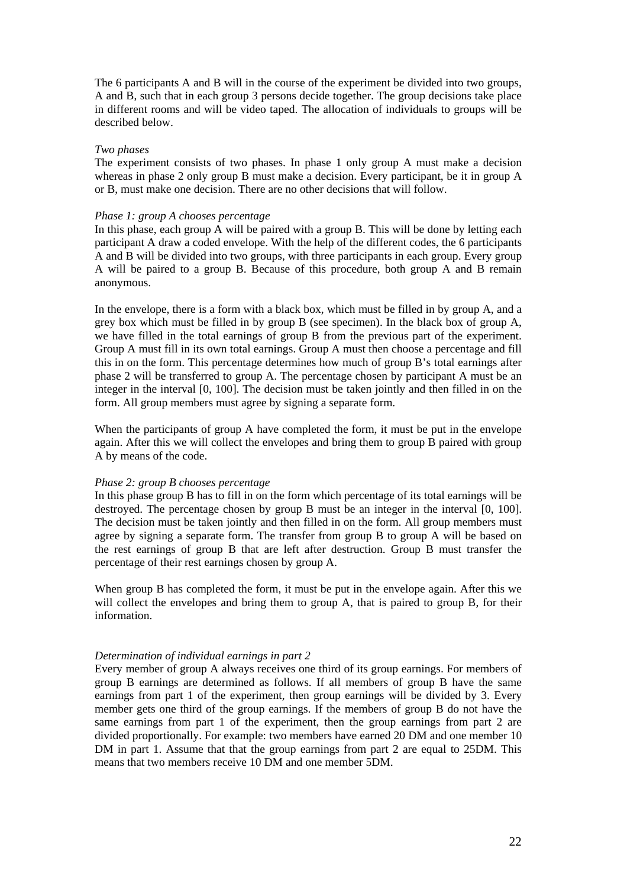The 6 participants A and B will in the course of the experiment be divided into two groups, A and B, such that in each group 3 persons decide together. The group decisions take place in different rooms and will be video taped. The allocation of individuals to groups will be described below.

*Two phases*

The experiment consists of two phases. In phase 1 only group A must make a decision whereas in phase 2 only group B must make a decision. Every participant, be it in group A or B, must make one decision. There are no other decisions that will follow.

*Phase 1: group A chooses percentage*

In this phase, each group A will be paired with a group B. This will be done by letting each participant A draw a coded envelope. With the help of the different codes, the 6 participants A and B will be divided into two groups, with three participants in each group. Every group A will be paired to a group B. Because of this procedure, both group A and B remain anonymous.

In the envelope, there is a form with a black box, which must be filled in by group A, and a grey box which must be filled in by group B (see specimen). In the black box of group A, we have filled in the total earnings of group B from the previous part of the experiment. Group A must fill in its own total earnings. Group A must then choose a percentage and fill this in on the form. This percentage determines how much of group B's total earnings after phase 2 will be transferred to group A. The percentage chosen by participant A must be an integer in the interval [0, 100]. The decision must be taken jointly and then filled in on the form. All group members must agree by signing a separate form.

When the participants of group A have completed the form, it must be put in the envelope again. After this we will collect the envelopes and bring them to group B paired with group A by means of the code.

*Phase 2: group B chooses percentage*

In this phase group B has to fill in on the form which percentage of its total earnings will be destroyed. The percentage chosen by group B must be an integer in the interval [0, 100]. The decision must be taken jointly and then filled in on the form. All group members must agree by signing a separate form. The transfer from group B to group A will be based on the rest earnings of group B that are left after destruction. Group B must transfer the percentage of their rest earnings chosen by group A.

When group B has completed the form, it must be put in the envelope again. After this we will collect the envelopes and bring them to group A, that is paired to group B, for their information.

*Determination of individual earnings in part 2*

Every member of group A always receives one third of its group earnings. For members of group B earnings are determined as follows. If all members of group B have the same earnings from part 1 of the experiment, then group earnings will be divided by 3. Every member gets one third of the group earnings. If the members of group B do not have the same earnings from part 1 of the experiment, then the group earnings from part 2 are divided proportionally. For example: two members have earned 20 DM and one member 10 DM in part 1. Assume that that the group earnings from part 2 are equal to 25DM. This means that two members receive 10 DM and one member 5DM.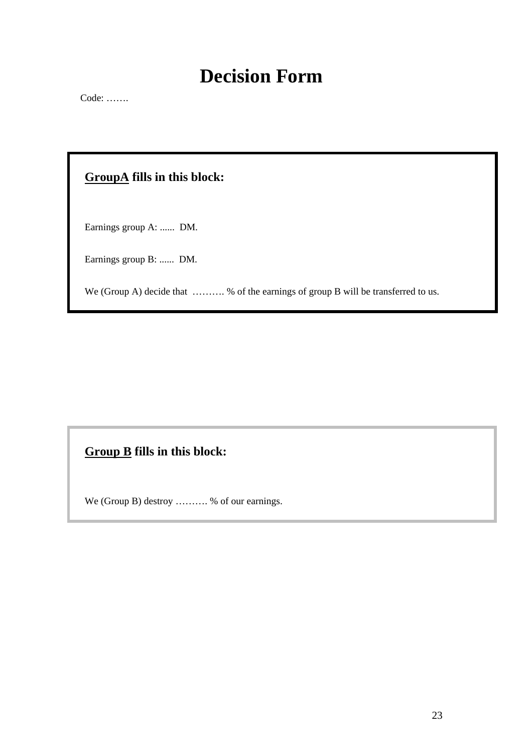# Decision Form

Code: …….

**<u>GroupA</u> fills in this block:**

Earnings group A: ...... DM.

Earnings group B: ...... DM.

We (Group A) decide that ………. % of the earnings of group B will be transferred to us.

**<u>Group B</u> fills in this block:**

We (Group B) destroy ………. % of our earnings.